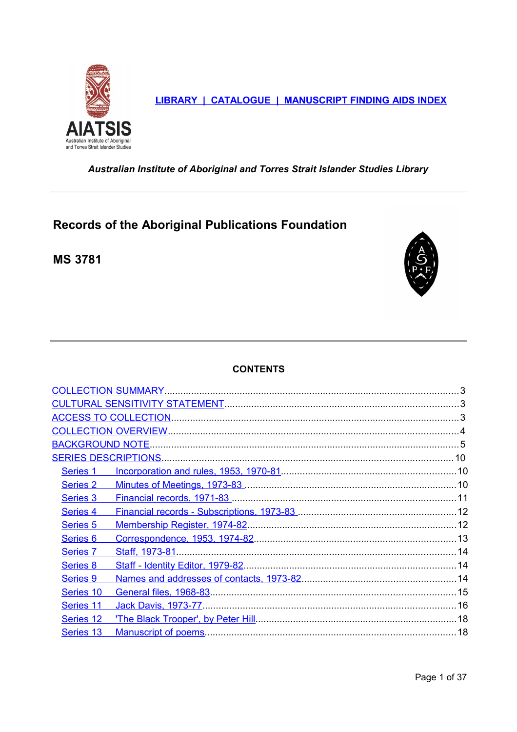LIBRARY | CATALOGUE | MANUSCRIPT FINDING AIDS INDEX

*Australian Institute of Aboriginal and Torres Strait Islander Studies Library*

# Records of the Aboriginal Publications Foundation

## MS 3781

### CONTENTS

- COLLECTION SUMMARY ........ 3
- CULTURAL SENSITIVITY STATEMENT ........ 3
- ACCESS TO COLLECTION ........ 3
- COLLECTION OVERVIEW ........ 4
- BACKGROUND NOTE ........ 5
- SERIES DESCRIPTIONS ........ 10
  - Series 1 Incorporation and rules, 1953, 1970-81 ........ 10
  - Series 2 Minutes of Meetings, 1973-83 ........ 10
  - Series 3 Financial records, 1971-83 ........ 11
  - Series 4 Financial records - Subscriptions, 1973-83 ........ 12
  - Series 5 Membership Register, 1974-82 ........ 12
  - Series 6 Correspondence, 1953, 1974-82 ........ 13
  - Series 7 Staff, 1973-81 ........ 14
  - Series 8 Staff - Identity Editor, 1979-82 ........ 14
  - Series 9 Names and addresses of contacts, 1973-82 ........ 14
  - Series 10 General files, 1968-83 ........ 15
  - Series 11 Jack Davis, 1973-77 ........ 16
  - Series 12 'The Black Trooper', by Peter Hill ........ 18
  - Series 13 Manuscript of poems ........ 18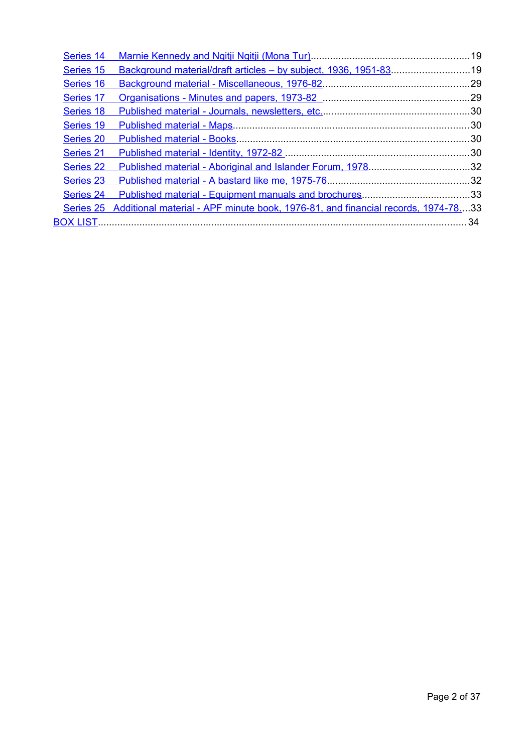- Series 14 Marnie Kennedy and Ngitji Ngitji (Mona Tur) ..... 19
- Series 15 Background material/draft articles – by subject, 1936, 1951-83 ..... 19
- Series 16 Background material - Miscellaneous, 1976-82 ..... 29
- Series 17 Organisations - Minutes and papers, 1973-82 ..... 29
- Series 18 Published material - Journals, newsletters, etc. ..... 30
- Series 19 Published material - Maps ..... 30
- Series 20 Published material - Books ..... 30
- Series 21 Published material - Identity, 1972-82 ..... 30
- Series 22 Published material - Aboriginal and Islander Forum, 1978 ..... 32
- Series 23 Published material - A bastard like me, 1975-76 ..... 32
- Series 24 Published material - Equipment manuals and brochures ..... 33
- Series 25 Additional material - APF minute book, 1976-81, and financial records, 1974-78 ..... 33

BOX LIST ..... 34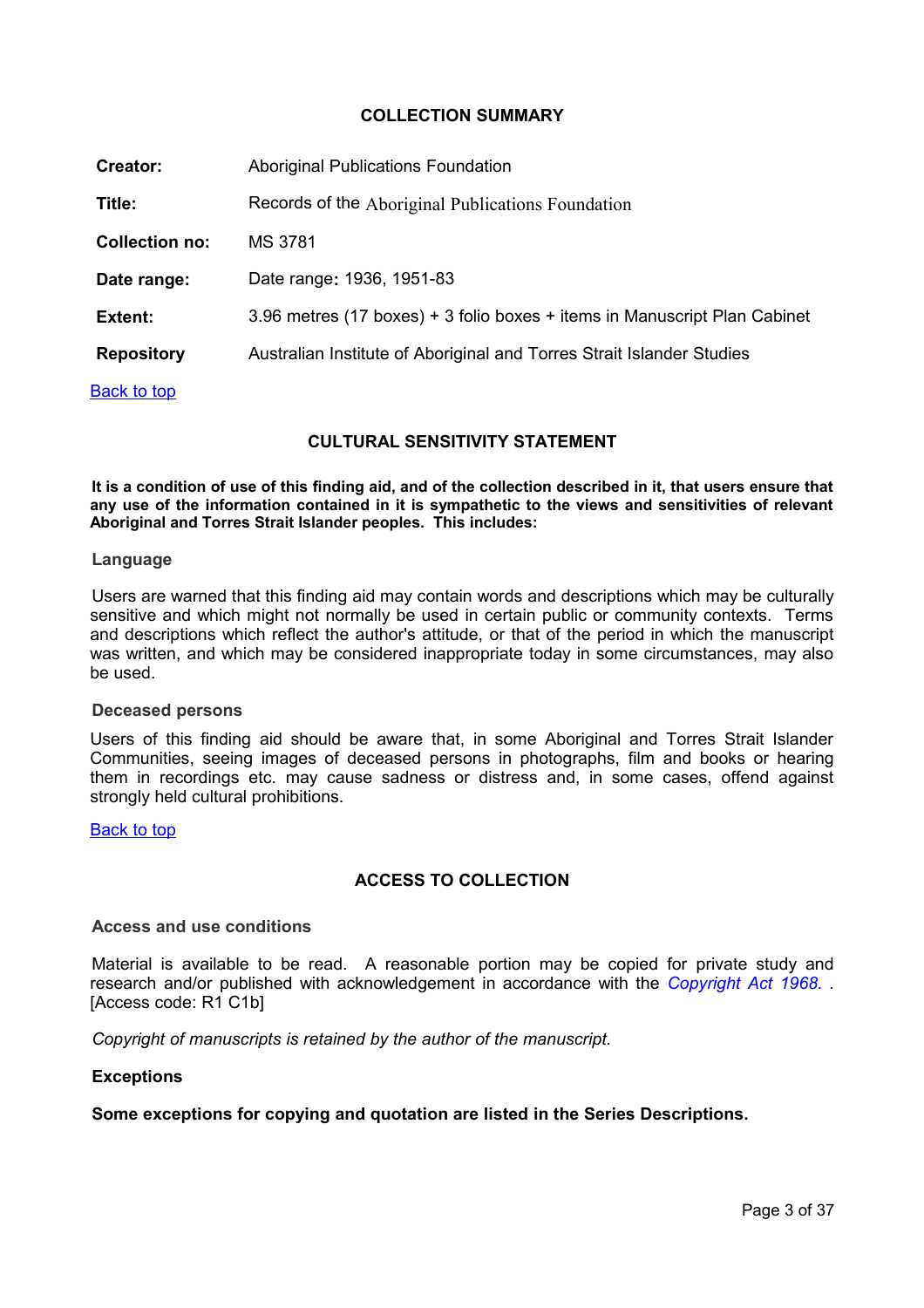## COLLECTION SUMMARY

| | |
|---|---|
| **Creator:** | Aboriginal Publications Foundation |
| **Title:** | Records of the Aboriginal Publications Foundation |
| **Collection no:** | MS 3781 |
| **Date range:** | Date range: 1936, 1951-83 |
| **Extent:** | 3.96 metres (17 boxes) + 3 folio boxes + items in Manuscript Plan Cabinet |
| **Repository** | Australian Institute of Aboriginal and Torres Strait Islander Studies |

[Back to top]

## CULTURAL SENSITIVITY STATEMENT

**It is a condition of use of this finding aid, and of the collection described in it, that users ensure that any use of the information contained in it is sympathetic to the views and sensitivities of relevant Aboriginal and Torres Strait Islander peoples. This includes:**

### Language

Users are warned that this finding aid may contain words and descriptions which may be culturally sensitive and which might not normally be used in certain public or community contexts. Terms and descriptions which reflect the author's attitude, or that of the period in which the manuscript was written, and which may be considered inappropriate today in some circumstances, may also be used.

### Deceased persons

Users of this finding aid should be aware that, in some Aboriginal and Torres Strait Islander Communities, seeing images of deceased persons in photographs, film and books or hearing them in recordings etc. may cause sadness or distress and, in some cases, offend against strongly held cultural prohibitions.

[Back to top]

## ACCESS TO COLLECTION

### Access and use conditions

Material is available to be read. A reasonable portion may be copied for private study and research and/or published with acknowledgement in accordance with the *Copyright Act 1968. .* [Access code: R1 C1b]

*Copyright of manuscripts is retained by the author of the manuscript.*

**Exceptions**

**Some exceptions for copying and quotation are listed in the Series Descriptions.**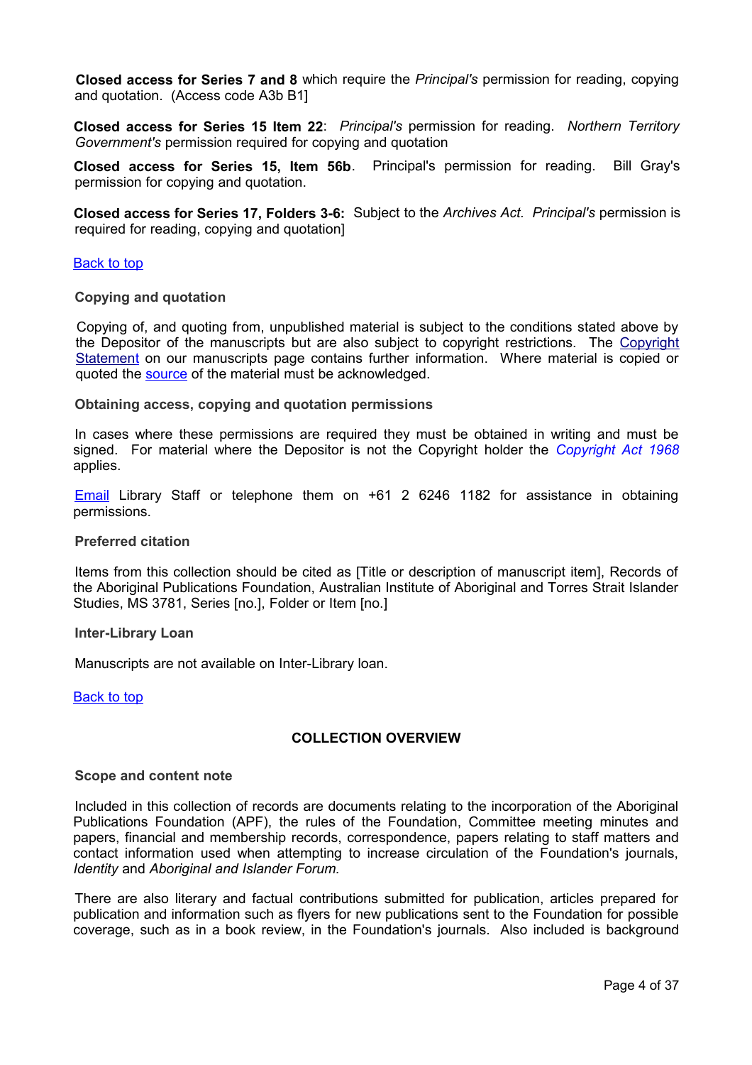**Closed access for Series 7 and 8** which require the *Principal's* permission for reading, copying and quotation. (Access code A3b B1]

**Closed access for Series 15 Item 22**: *Principal's* permission for reading. *Northern Territory Government's* permission required for copying and quotation

**Closed access for Series 15, Item 56b**. Principal's permission for reading. Bill Gray's permission for copying and quotation.

**Closed access for Series 17, Folders 3-6:** Subject to the *Archives Act*. *Principal's* permission is required for reading, copying and quotation]

Back to top

### Copying and quotation

Copying of, and quoting from, unpublished material is subject to the conditions stated above by the Depositor of the manuscripts but are also subject to copyright restrictions. The Copyright Statement on our manuscripts page contains further information. Where material is copied or quoted the source of the material must be acknowledged.

### Obtaining access, copying and quotation permissions

In cases where these permissions are required they must be obtained in writing and must be signed. For material where the Depositor is not the Copyright holder the *Copyright Act 1968* applies.

Email Library Staff or telephone them on +61 2 6246 1182 for assistance in obtaining permissions.

### Preferred citation

Items from this collection should be cited as [Title or description of manuscript item], Records of the Aboriginal Publications Foundation, Australian Institute of Aboriginal and Torres Strait Islander Studies, MS 3781, Series [no.], Folder or Item [no.]

### Inter-Library Loan

Manuscripts are not available on Inter-Library loan.

Back to top

## COLLECTION OVERVIEW

### Scope and content note

Included in this collection of records are documents relating to the incorporation of the Aboriginal Publications Foundation (APF), the rules of the Foundation, Committee meeting minutes and papers, financial and membership records, correspondence, papers relating to staff matters and contact information used when attempting to increase circulation of the Foundation's journals, *Identity* and *Aboriginal and Islander Forum.*

There are also literary and factual contributions submitted for publication, articles prepared for publication and information such as flyers for new publications sent to the Foundation for possible coverage, such as in a book review, in the Foundation's journals. Also included is background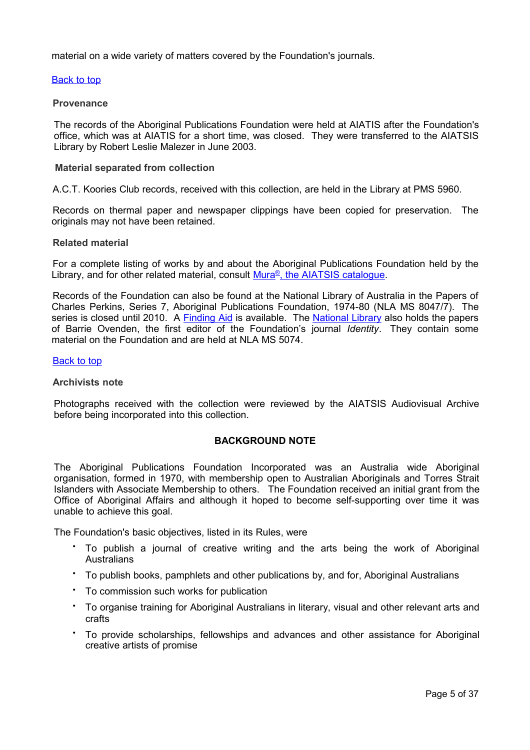material on a wide variety of matters covered by the Foundation's journals.

Back to top

### Provenance

The records of the Aboriginal Publications Foundation were held at AIATIS after the Foundation's office, which was at AIATIS for a short time, was closed. They were transferred to the AIATSIS Library by Robert Leslie Malezer in June 2003.

### Material separated from collection

A.C.T. Koories Club records, received with this collection, are held in the Library at PMS 5960.

Records on thermal paper and newspaper clippings have been copied for preservation. The originals may not have been retained.

### Related material

For a complete listing of works by and about the Aboriginal Publications Foundation held by the Library, and for other related material, consult Mura®, the AIATSIS catalogue.

Records of the Foundation can also be found at the National Library of Australia in the Papers of Charles Perkins, Series 7, Aboriginal Publications Foundation, 1974-80 (NLA MS 8047/7). The series is closed until 2010. A Finding Aid is available. The National Library also holds the papers of Barrie Ovenden, the first editor of the Foundation's journal *Identity*. They contain some material on the Foundation and are held at NLA MS 5074.

Back to top

### Archivists note

Photographs received with the collection were reviewed by the AIATSIS Audiovisual Archive before being incorporated into this collection.

## BACKGROUND NOTE

The Aboriginal Publications Foundation Incorporated was an Australia wide Aboriginal organisation, formed in 1970, with membership open to Australian Aboriginals and Torres Strait Islanders with Associate Membership to others. The Foundation received an initial grant from the Office of Aboriginal Affairs and although it hoped to become self-supporting over time it was unable to achieve this goal.

The Foundation's basic objectives, listed in its Rules, were

- To publish a journal of creative writing and the arts being the work of Aboriginal Australians
- To publish books, pamphlets and other publications by, and for, Aboriginal Australians
- To commission such works for publication
- To organise training for Aboriginal Australians in literary, visual and other relevant arts and crafts
- To provide scholarships, fellowships and advances and other assistance for Aboriginal creative artists of promise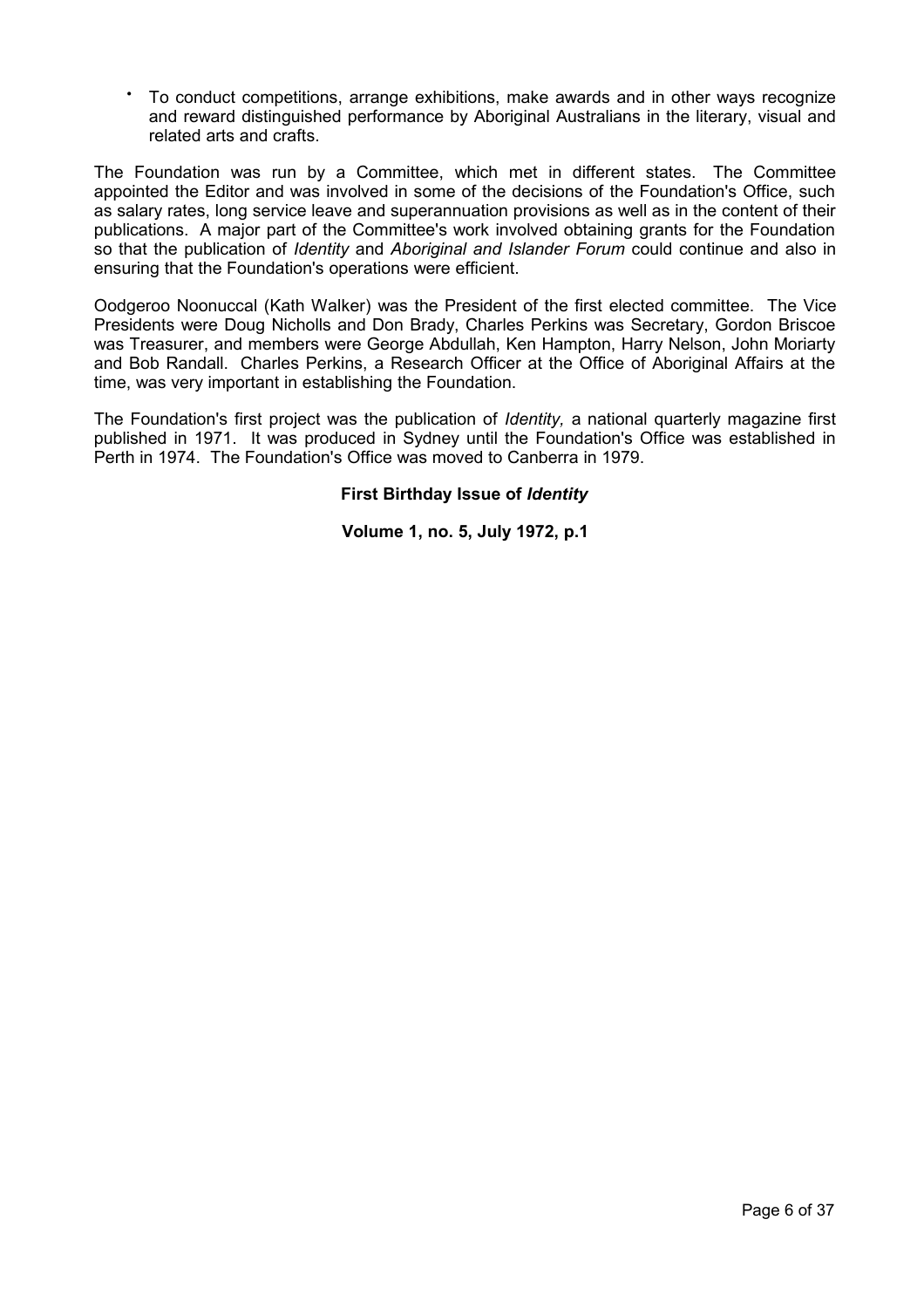- To conduct competitions, arrange exhibitions, make awards and in other ways recognize and reward distinguished performance by Aboriginal Australians in the literary, visual and related arts and crafts.

The Foundation was run by a Committee, which met in different states. The Committee appointed the Editor and was involved in some of the decisions of the Foundation's Office, such as salary rates, long service leave and superannuation provisions as well as in the content of their publications. A major part of the Committee's work involved obtaining grants for the Foundation so that the publication of *Identity* and *Aboriginal and Islander Forum* could continue and also in ensuring that the Foundation's operations were efficient.

Oodgeroo Noonuccal (Kath Walker) was the President of the first elected committee. The Vice Presidents were Doug Nicholls and Don Brady, Charles Perkins was Secretary, Gordon Briscoe was Treasurer, and members were George Abdullah, Ken Hampton, Harry Nelson, John Moriarty and Bob Randall. Charles Perkins, a Research Officer at the Office of Aboriginal Affairs at the time, was very important in establishing the Foundation.

The Foundation's first project was the publication of *Identity,* a national quarterly magazine first published in 1971. It was produced in Sydney until the Foundation's Office was established in Perth in 1974. The Foundation's Office was moved to Canberra in 1979.

**First Birthday Issue of *Identity***

**Volume 1, no. 5, July 1972, p.1**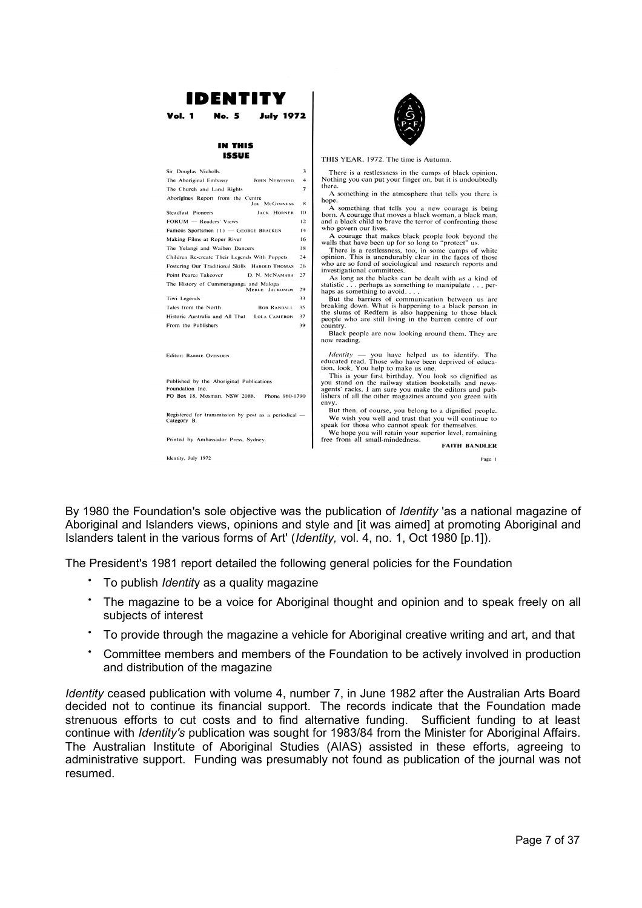# IDENTITY

**Vol. 1 No. 5 July 1972**

### IN THIS ISSUE

| | | |
|---|---|---|
| Sir Douglas Nicholls | | 3 |
| The Aboriginal Embassy | JOHN NEWFONG | 4 |
| The Church and Land Rights | | 7 |
| Aborigines Report from the Centre | JOE MCGINNESS | 8 |
| Steadfast Pioneers | JACK HORNER | 10 |
| FORUM — Readers' Views | | 12 |
| Famous Sportsmen (1) — GEORGE BRACKEN | | 14 |
| Making Films at Roper River | | 16 |
| The Yelangi and Waiben Dancers | | 18 |
| Children Re-create Their Legends With Puppets | | 24 |
| Fostering Our Traditional Skills | HAROLD THOMAS | 26 |
| Point Pearce Takeover | D. N. MCNAMARA | 27 |
| The History of Cummeragunga and Maloga | MERLE JACKOMOS | 29 |
| Tiwi Legends | | 33 |
| Tales from the North | BOB RANDALL | 35 |
| Historic Australia and All That | LOLA CAMERON | 37 |
| From the Publishers | | 39 |

Editor: BARRIE OVENDEN

Published by the Aboriginal Publications Foundation Inc.
PO Box 18, Mosman, NSW 2088. Phone 960-1790

Registered for transmission by post as a periodical — Category B.

Printed by Ambassador Press, Sydney.

Identity, July 1972

THIS YEAR, 1972. The time is Autumn.

There is a restlessness in the camps of black opinion. Nothing you can put your finger on, but it is undoubtedly there.

A something in the atmosphere that tells you there is hope.

A something that tells you a new courage is being born. A courage that moves a black woman, a black man, and a black child to brave the terror of confronting those who govern our lives.

A courage that makes black people look beyond the walls that have been up for so long to "protect" us.

There is a restlessness, too, in some camps of white opinion. This is unendurably clear in the faces of those who are so fond of sociological and research reports and investigational committees.

As long as the blacks can be dealt with as a kind of statistic . . . perhaps as something to manipulate . . . perhaps as something to avoid. . . .

But the barriers of communication between us are breaking down. What is happening to a black person in the slums of Redfern is also happening to those black people who are still living in the barren centre of our country.

Black people are now looking around them. They are now reading.

*Identity* — you have helped us to identify. The educated read. Those who have been deprived of education, look. You help to make us one.

This is your first birthday. You look so dignified as you stand on the railway station bookstalls and newsagents' racks. I am sure you make the editors and publishers of all the other magazines around you green with envy.

But then, of course, you belong to a dignified people.

We wish you well and trust that you will continue to speak for those who cannot speak for themselves.

We hope you will retain your superior level, remaining free from all small-mindedness.

**FAITH BANDLER**

Page 1

By 1980 the Foundation's sole objective was the publication of *Identity* 'as a national magazine of Aboriginal and Islanders views, opinions and style and [it was aimed] at promoting Aboriginal and Islanders talent in the various forms of Art' (*Identity,* vol. 4, no. 1, Oct 1980 [p.1]).

The President's 1981 report detailed the following general policies for the Foundation

- To publish *Identit*y as a quality magazine
- The magazine to be a voice for Aboriginal thought and opinion and to speak freely on all subjects of interest
- To provide through the magazine a vehicle for Aboriginal creative writing and art, and that
- Committee members and members of the Foundation to be actively involved in production and distribution of the magazine

*Identity* ceased publication with volume 4, number 7, in June 1982 after the Australian Arts Board decided not to continue its financial support. The records indicate that the Foundation made strenuous efforts to cut costs and to find alternative funding. Sufficient funding to at least continue with *Identity's* publication was sought for 1983/84 from the Minister for Aboriginal Affairs. The Australian Institute of Aboriginal Studies (AIAS) assisted in these efforts, agreeing to administrative support. Funding was presumably not found as publication of the journal was not resumed.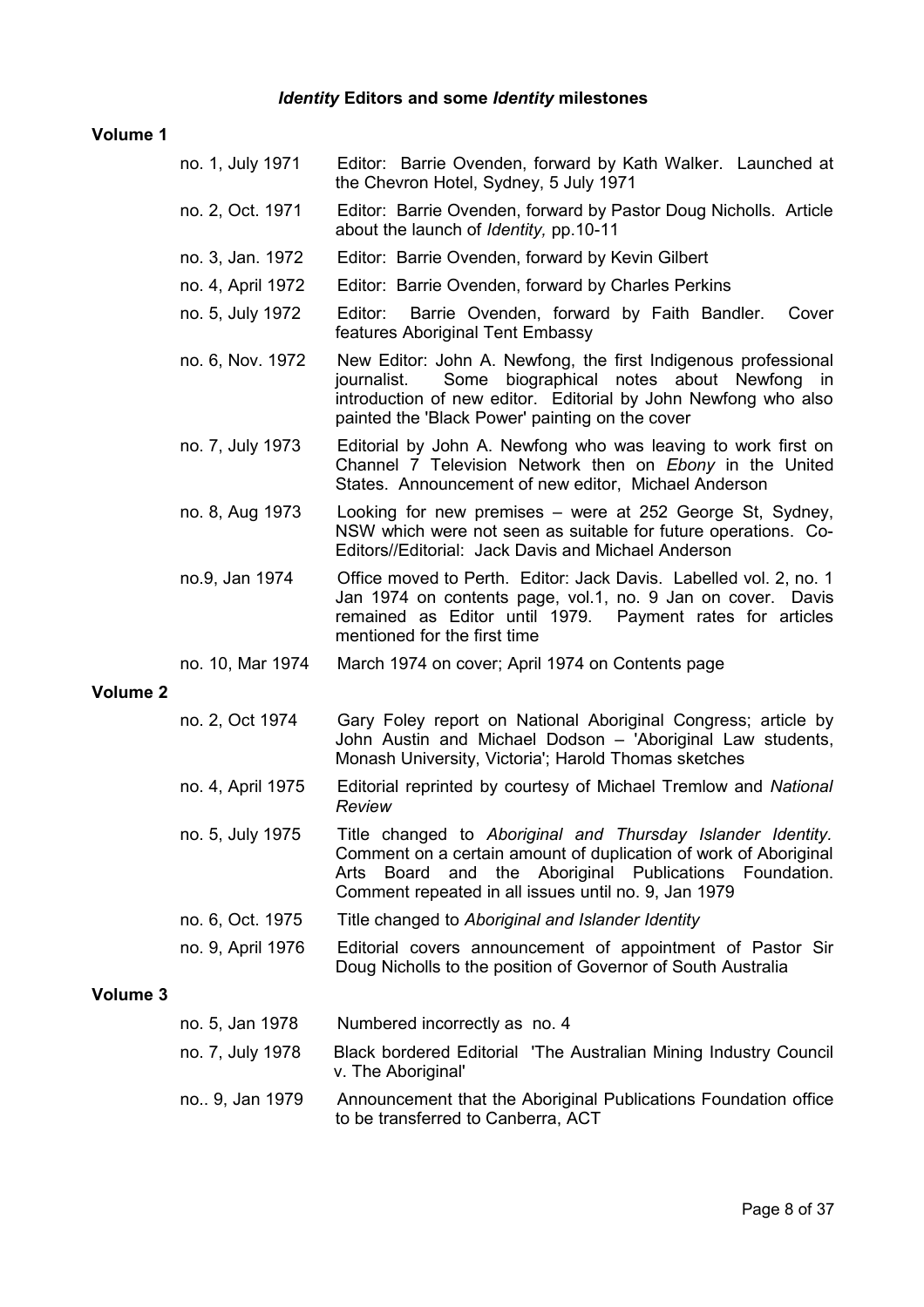## *Identity* Editors and some *Identity* milestones

**Volume 1**

| | |
|---|---|
| no. 1, July 1971 | Editor: Barrie Ovenden, forward by Kath Walker. Launched at the Chevron Hotel, Sydney, 5 July 1971 |
| no. 2, Oct. 1971 | Editor: Barrie Ovenden, forward by Pastor Doug Nicholls. Article about the launch of *Identity,* pp.10-11 |
| no. 3, Jan. 1972 | Editor: Barrie Ovenden, forward by Kevin Gilbert |
| no. 4, April 1972 | Editor: Barrie Ovenden, forward by Charles Perkins |
| no. 5, July 1972 | Editor: Barrie Ovenden, forward by Faith Bandler. Cover features Aboriginal Tent Embassy |
| no. 6, Nov. 1972 | New Editor: John A. Newfong, the first Indigenous professional journalist. Some biographical notes about Newfong in introduction of new editor. Editorial by John Newfong who also painted the 'Black Power' painting on the cover |
| no. 7, July 1973 | Editorial by John A. Newfong who was leaving to work first on Channel 7 Television Network then on *Ebony* in the United States. Announcement of new editor, Michael Anderson |
| no. 8, Aug 1973 | Looking for new premises – were at 252 George St, Sydney, NSW which were not seen as suitable for future operations. Co-Editors//Editorial: Jack Davis and Michael Anderson |
| no.9, Jan 1974 | Office moved to Perth. Editor: Jack Davis. Labelled vol. 2, no. 1 Jan 1974 on contents page, vol.1, no. 9 Jan on cover. Davis remained as Editor until 1979. Payment rates for articles mentioned for the first time |
| no. 10, Mar 1974 | March 1974 on cover; April 1974 on Contents page |

**Volume 2**

| | |
|---|---|
| no. 2, Oct 1974 | Gary Foley report on National Aboriginal Congress; article by John Austin and Michael Dodson – 'Aboriginal Law students, Monash University, Victoria'; Harold Thomas sketches |
| no. 4, April 1975 | Editorial reprinted by courtesy of Michael Tremlow and *National Review* |
| no. 5, July 1975 | Title changed to *Aboriginal and Thursday Islander Identity.* Comment on a certain amount of duplication of work of Aboriginal Arts Board and the Aboriginal Publications Foundation. Comment repeated in all issues until no. 9, Jan 1979 |
| no. 6, Oct. 1975 | Title changed to *Aboriginal and Islander Identity* |
| no. 9, April 1976 | Editorial covers announcement of appointment of Pastor Sir Doug Nicholls to the position of Governor of South Australia |

**Volume 3**

| | |
|---|---|
| no. 5, Jan 1978 | Numbered incorrectly as no. 4 |
| no. 7, July 1978 | Black bordered Editorial 'The Australian Mining Industry Council v. The Aboriginal' |
| no.. 9, Jan 1979 | Announcement that the Aboriginal Publications Foundation office to be transferred to Canberra, ACT |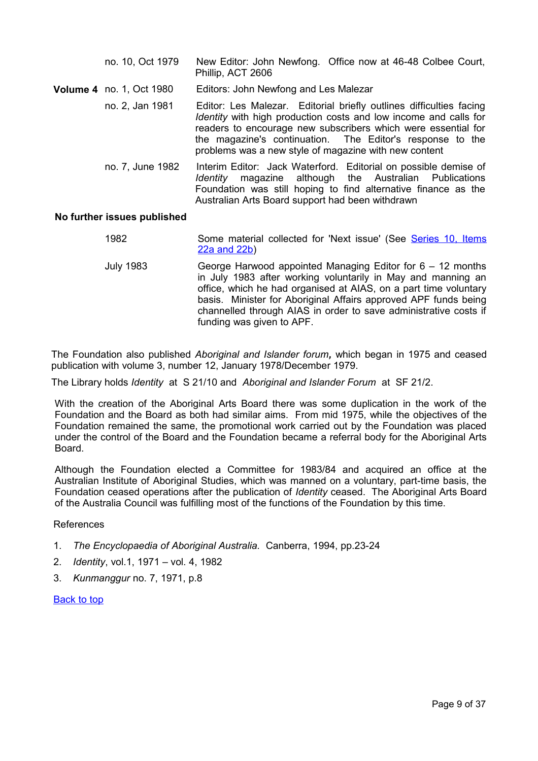| | | |
|---|---|---|
| | no. 10, Oct 1979 | New Editor: John Newfong. Office now at 46-48 Colbee Court, Phillip, ACT 2606 |
| **Volume 4** | no. 1, Oct 1980 | Editors: John Newfong and Les Malezar |
| | no. 2, Jan 1981 | Editor: Les Malezar. Editorial briefly outlines difficulties facing *Identity* with high production costs and low income and calls for readers to encourage new subscribers which were essential for the magazine's continuation. The Editor's response to the problems was a new style of magazine with new content |
| | no. 7, June 1982 | Interim Editor: Jack Waterford. Editorial on possible demise of *Identity* magazine although the Australian Publications Foundation was still hoping to find alternative finance as the Australian Arts Board support had been withdrawn |

**No further issues published**

| | |
|---|---|
| 1982 | Some material collected for 'Next issue' (See [Series 10, Items 22a and 22b]) |
| July 1983 | George Harwood appointed Managing Editor for 6 – 12 months in July 1983 after working voluntarily in May and manning an office, which he had organised at AIAS, on a part time voluntary basis. Minister for Aboriginal Affairs approved APF funds being channelled through AIAS in order to save administrative costs if funding was given to APF. |

The Foundation also published *Aboriginal and Islander forum***,** which began in 1975 and ceased publication with volume 3, number 12, January 1978/December 1979.

The Library holds *Identity* at S 21/10 and *Aboriginal and Islander Forum* at SF 21/2.

With the creation of the Aboriginal Arts Board there was some duplication in the work of the Foundation and the Board as both had similar aims. From mid 1975, while the objectives of the Foundation remained the same, the promotional work carried out by the Foundation was placed under the control of the Board and the Foundation became a referral body for the Aboriginal Arts Board.

Although the Foundation elected a Committee for 1983/84 and acquired an office at the Australian Institute of Aboriginal Studies, which was manned on a voluntary, part-time basis, the Foundation ceased operations after the publication of *Identity* ceased. The Aboriginal Arts Board of the Australia Council was fulfilling most of the functions of the Foundation by this time.

References

1. *The Encyclopaedia of Aboriginal Australia.* Canberra, 1994, pp.23-24
2. *Identity*, vol.1, 1971 – vol. 4, 1982
3. *Kunmanggur* no. 7, 1971, p.8

[Back to top]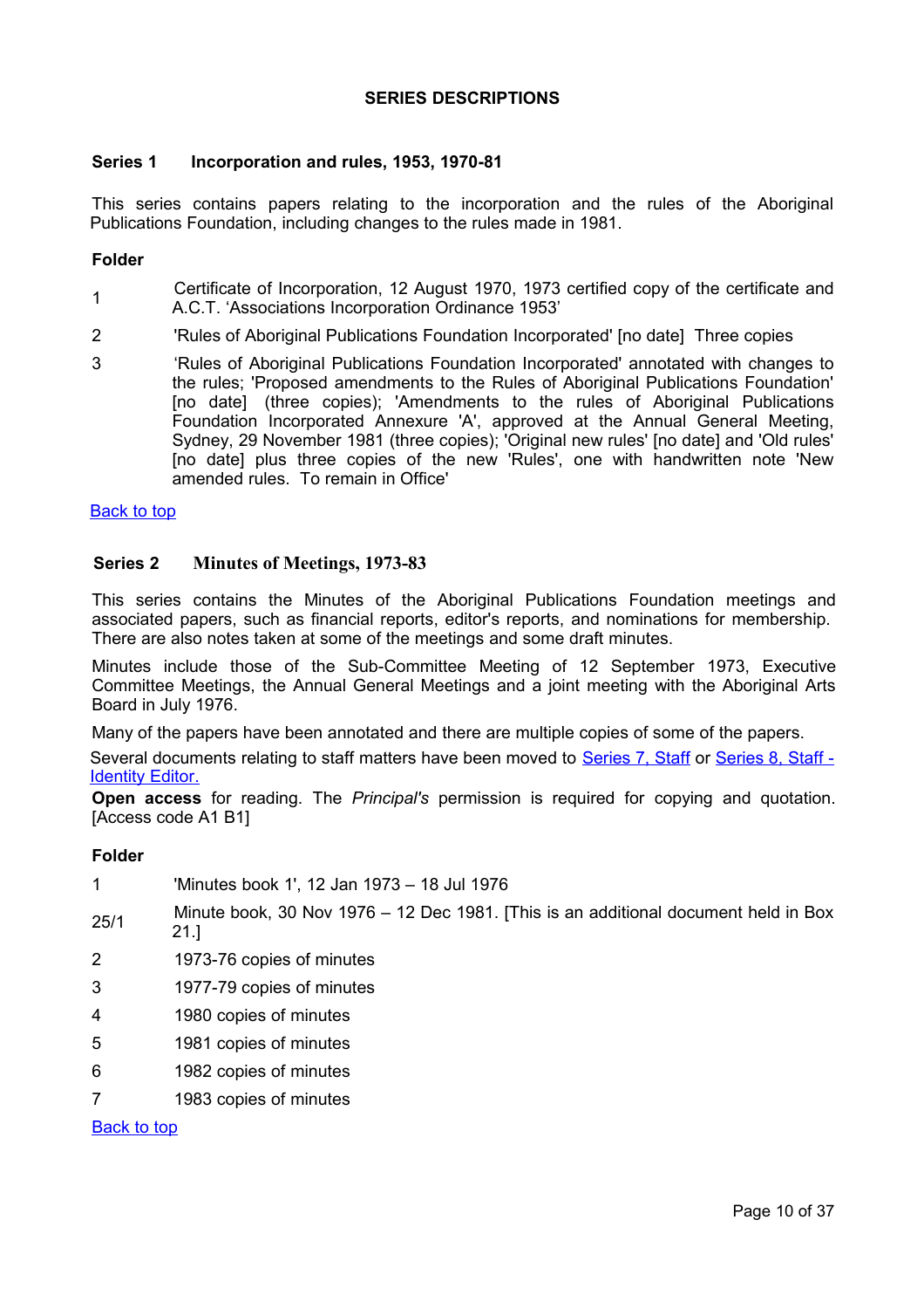## SERIES DESCRIPTIONS

### Series 1 Incorporation and rules, 1953, 1970-81

This series contains papers relating to the incorporation and the rules of the Aboriginal Publications Foundation, including changes to the rules made in 1981.

**Folder**

| | |
|---|---|
| 1 | Certificate of Incorporation, 12 August 1970, 1973 certified copy of the certificate and A.C.T. 'Associations Incorporation Ordinance 1953' |
| 2 | 'Rules of Aboriginal Publications Foundation Incorporated' [no date] Three copies |
| 3 | 'Rules of Aboriginal Publications Foundation Incorporated' annotated with changes to the rules; 'Proposed amendments to the Rules of Aboriginal Publications Foundation' [no date] (three copies); 'Amendments to the rules of Aboriginal Publications Foundation Incorporated Annexure 'A', approved at the Annual General Meeting, Sydney, 29 November 1981 (three copies); 'Original new rules' [no date] and 'Old rules' [no date] plus three copies of the new 'Rules', one with handwritten note 'New amended rules. To remain in Office' |

Back to top

### Series 2 Minutes of Meetings, 1973-83

This series contains the Minutes of the Aboriginal Publications Foundation meetings and associated papers, such as financial reports, editor's reports, and nominations for membership. There are also notes taken at some of the meetings and some draft minutes.

Minutes include those of the Sub-Committee Meeting of 12 September 1973, Executive Committee Meetings, the Annual General Meetings and a joint meeting with the Aboriginal Arts Board in July 1976.

Many of the papers have been annotated and there are multiple copies of some of the papers.

Several documents relating to staff matters have been moved to Series 7, Staff or Series 8, Staff - Identity Editor.

**Open access** for reading. The *Principal's* permission is required for copying and quotation. [Access code A1 B1]

**Folder**

| | |
|---|---|
| 1 | 'Minutes book 1', 12 Jan 1973 – 18 Jul 1976 |
| 25/1 | Minute book, 30 Nov 1976 – 12 Dec 1981. [This is an additional document held in Box 21.] |
| 2 | 1973-76 copies of minutes |
| 3 | 1977-79 copies of minutes |
| 4 | 1980 copies of minutes |
| 5 | 1981 copies of minutes |
| 6 | 1982 copies of minutes |
| 7 | 1983 copies of minutes |

Back to top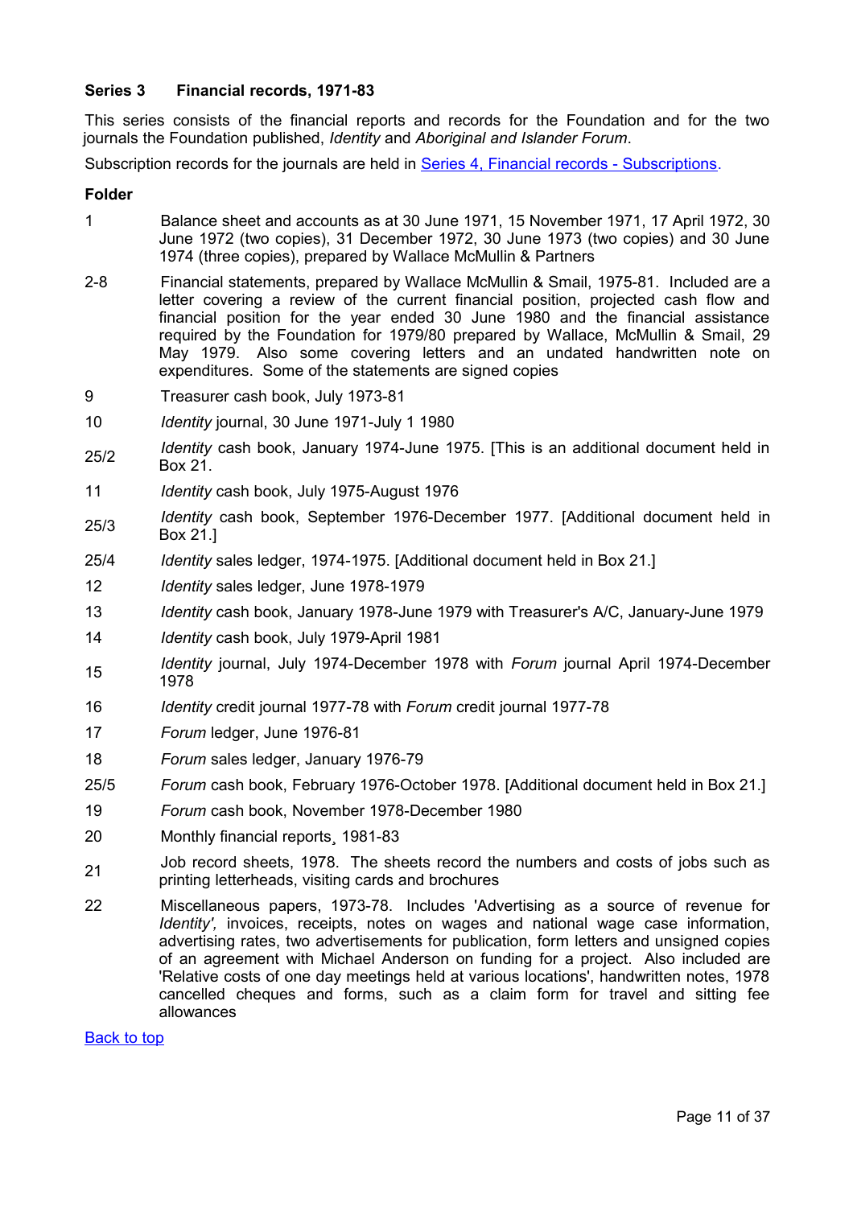**Series 3 Financial records, 1971-83**

This series consists of the financial reports and records for the Foundation and for the two journals the Foundation published, *Identity* and *Aboriginal and Islander Forum*.

Subscription records for the journals are held in Series 4, Financial records - Subscriptions.

**Folder**

| | |
|---|---|
| 1 | Balance sheet and accounts as at 30 June 1971, 15 November 1971, 17 April 1972, 30 June 1972 (two copies), 31 December 1972, 30 June 1973 (two copies) and 30 June 1974 (three copies), prepared by Wallace McMullin & Partners |
| 2-8 | Financial statements, prepared by Wallace McMullin & Smail, 1975-81. Included are a letter covering a review of the current financial position, projected cash flow and financial position for the year ended 30 June 1980 and the financial assistance required by the Foundation for 1979/80 prepared by Wallace, McMullin & Smail, 29 May 1979. Also some covering letters and an undated handwritten note on expenditures. Some of the statements are signed copies |
| 9 | Treasurer cash book, July 1973-81 |
| 10 | *Identity* journal, 30 June 1971-July 1 1980 |
| 25/2 | *Identity* cash book, January 1974-June 1975. [This is an additional document held in Box 21. |
| 11 | *Identity* cash book, July 1975-August 1976 |
| 25/3 | *Identity* cash book, September 1976-December 1977. [Additional document held in Box 21.] |
| 25/4 | *Identity* sales ledger, 1974-1975. [Additional document held in Box 21.] |
| 12 | *Identity* sales ledger, June 1978-1979 |
| 13 | *Identity* cash book, January 1978-June 1979 with Treasurer's A/C, January-June 1979 |
| 14 | *Identity* cash book, July 1979-April 1981 |
| 15 | *Identity* journal, July 1974-December 1978 with *Forum* journal April 1974-December 1978 |
| 16 | *Identity* credit journal 1977-78 with *Forum* credit journal 1977-78 |
| 17 | *Forum* ledger, June 1976-81 |
| 18 | *Forum* sales ledger, January 1976-79 |
| 25/5 | *Forum* cash book, February 1976-October 1978. [Additional document held in Box 21.] |
| 19 | *Forum* cash book, November 1978-December 1980 |
| 20 | Monthly financial reports¸ 1981-83 |
| 21 | Job record sheets, 1978. The sheets record the numbers and costs of jobs such as printing letterheads, visiting cards and brochures |
| 22 | Miscellaneous papers, 1973-78. Includes 'Advertising as a source of revenue for *Identity',* invoices, receipts, notes on wages and national wage case information, advertising rates, two advertisements for publication, form letters and unsigned copies of an agreement with Michael Anderson on funding for a project. Also included are 'Relative costs of one day meetings held at various locations', handwritten notes, 1978 cancelled cheques and forms, such as a claim form for travel and sitting fee allowances |

Back to top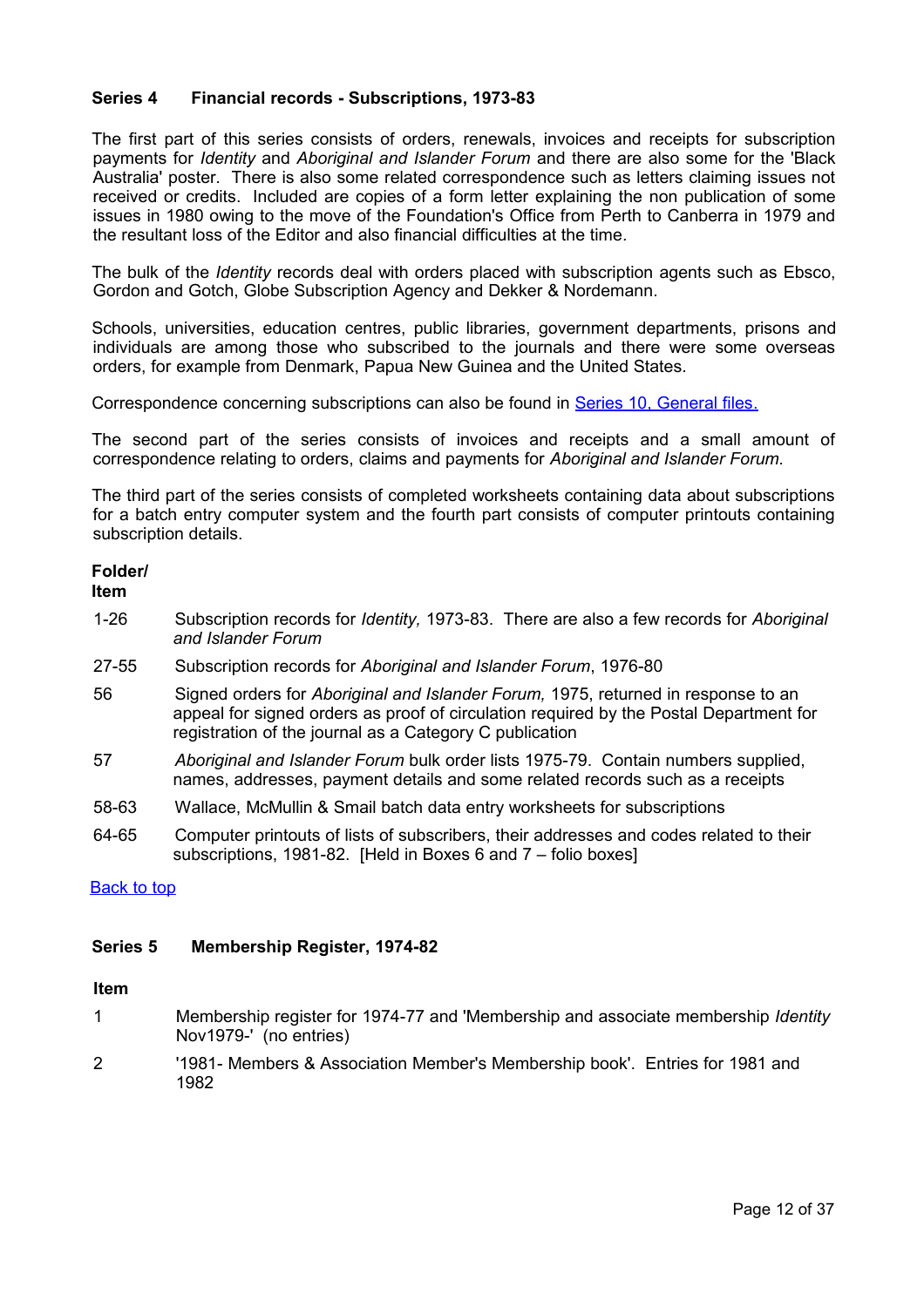### Series 4 Financial records - Subscriptions, 1973-83

The first part of this series consists of orders, renewals, invoices and receipts for subscription payments for *Identity* and *Aboriginal and Islander Forum* and there are also some for the 'Black Australia' poster. There is also some related correspondence such as letters claiming issues not received or credits. Included are copies of a form letter explaining the non publication of some issues in 1980 owing to the move of the Foundation's Office from Perth to Canberra in 1979 and the resultant loss of the Editor and also financial difficulties at the time.

The bulk of the *Identity* records deal with orders placed with subscription agents such as Ebsco, Gordon and Gotch, Globe Subscription Agency and Dekker & Nordemann.

Schools, universities, education centres, public libraries, government departments, prisons and individuals are among those who subscribed to the journals and there were some overseas orders, for example from Denmark, Papua New Guinea and the United States.

Correspondence concerning subscriptions can also be found in [Series 10, General files.]()

The second part of the series consists of invoices and receipts and a small amount of correspondence relating to orders, claims and payments for *Aboriginal and Islander Forum.*

The third part of the series consists of completed worksheets containing data about subscriptions for a batch entry computer system and the fourth part consists of computer printouts containing subscription details.

| Folder/ Item | |
|---|---|
| 1-26 | Subscription records for *Identity,* 1973-83. There are also a few records for *Aboriginal and Islander Forum* |
| 27-55 | Subscription records for *Aboriginal and Islander Forum*, 1976-80 |
| 56 | Signed orders for *Aboriginal and Islander Forum,* 1975, returned in response to an appeal for signed orders as proof of circulation required by the Postal Department for registration of the journal as a Category C publication |
| 57 | *Aboriginal and Islander Forum* bulk order lists 1975-79. Contain numbers supplied, names, addresses, payment details and some related records such as a receipts |
| 58-63 | Wallace, McMullin & Smail batch data entry worksheets for subscriptions |
| 64-65 | Computer printouts of lists of subscribers, their addresses and codes related to their subscriptions, 1981-82. [Held in Boxes 6 and 7 – folio boxes] |

[Back to top]()

### Series 5 Membership Register, 1974-82

| Item | |
|---|---|
| 1 | Membership register for 1974-77 and 'Membership and associate membership *Identity* Nov1979-' (no entries) |
| 2 | '1981- Members & Association Member's Membership book'. Entries for 1981 and 1982 |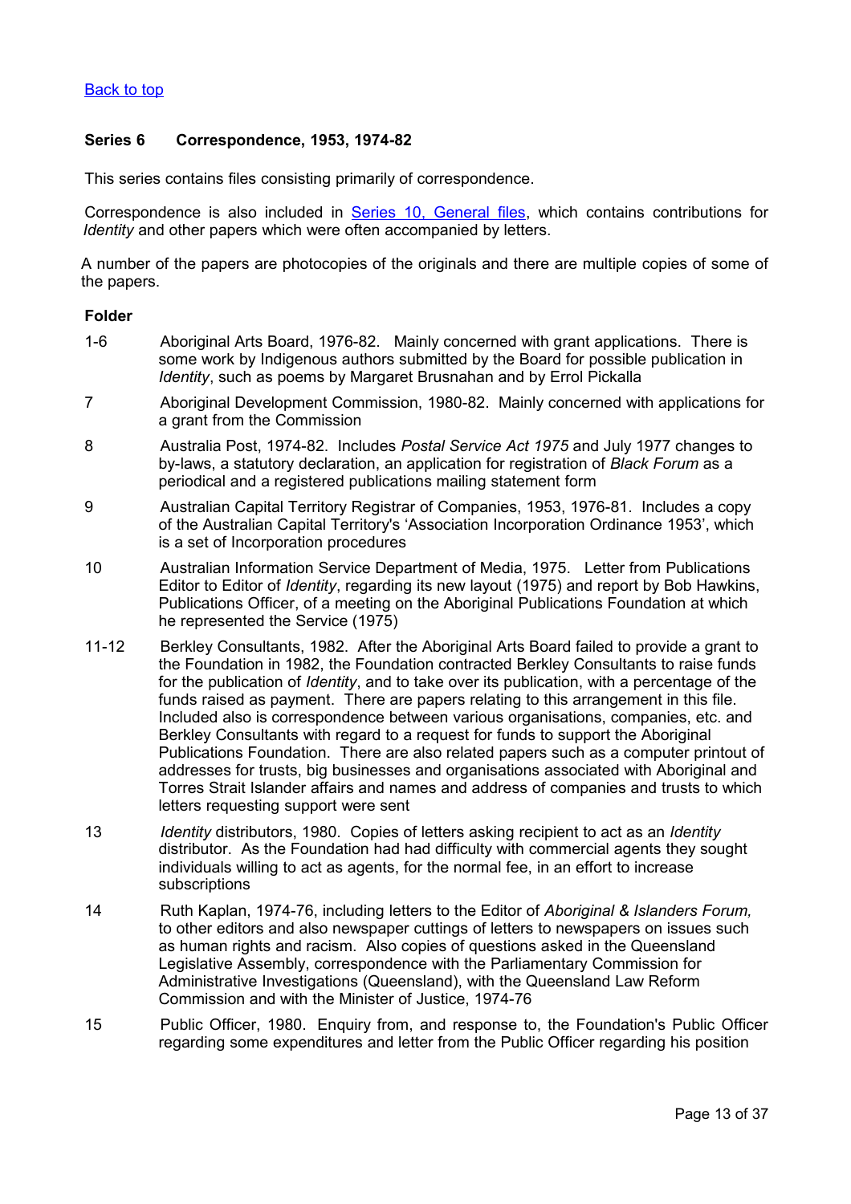[Back to top]

### Series 6 Correspondence, 1953, 1974-82

This series contains files consisting primarily of correspondence.

Correspondence is also included in Series 10, General files, which contains contributions for *Identity* and other papers which were often accompanied by letters.

A number of the papers are photocopies of the originals and there are multiple copies of some of the papers.

**Folder**

1-6 Aboriginal Arts Board, 1976-82. Mainly concerned with grant applications. There is some work by Indigenous authors submitted by the Board for possible publication in *Identity*, such as poems by Margaret Brusnahan and by Errol Pickalla

7 Aboriginal Development Commission, 1980-82. Mainly concerned with applications for a grant from the Commission

8 Australia Post, 1974-82. Includes *Postal Service Act 1975* and July 1977 changes to by-laws, a statutory declaration, an application for registration of *Black Forum* as a periodical and a registered publications mailing statement form

9 Australian Capital Territory Registrar of Companies, 1953, 1976-81. Includes a copy of the Australian Capital Territory's 'Association Incorporation Ordinance 1953', which is a set of Incorporation procedures

10 Australian Information Service Department of Media, 1975. Letter from Publications Editor to Editor of *Identity*, regarding its new layout (1975) and report by Bob Hawkins, Publications Officer, of a meeting on the Aboriginal Publications Foundation at which he represented the Service (1975)

11-12 Berkley Consultants, 1982. After the Aboriginal Arts Board failed to provide a grant to the Foundation in 1982, the Foundation contracted Berkley Consultants to raise funds for the publication of *Identity*, and to take over its publication, with a percentage of the funds raised as payment. There are papers relating to this arrangement in this file. Included also is correspondence between various organisations, companies, etc. and Berkley Consultants with regard to a request for funds to support the Aboriginal Publications Foundation. There are also related papers such as a computer printout of addresses for trusts, big businesses and organisations associated with Aboriginal and Torres Strait Islander affairs and names and address of companies and trusts to which letters requesting support were sent

13 *Identity* distributors, 1980. Copies of letters asking recipient to act as an *Identity* distributor. As the Foundation had had difficulty with commercial agents they sought individuals willing to act as agents, for the normal fee, in an effort to increase subscriptions

14 Ruth Kaplan, 1974-76, including letters to the Editor of *Aboriginal & Islanders Forum,* to other editors and also newspaper cuttings of letters to newspapers on issues such as human rights and racism. Also copies of questions asked in the Queensland Legislative Assembly, correspondence with the Parliamentary Commission for Administrative Investigations (Queensland), with the Queensland Law Reform Commission and with the Minister of Justice, 1974-76

15 Public Officer, 1980. Enquiry from, and response to, the Foundation's Public Officer regarding some expenditures and letter from the Public Officer regarding his position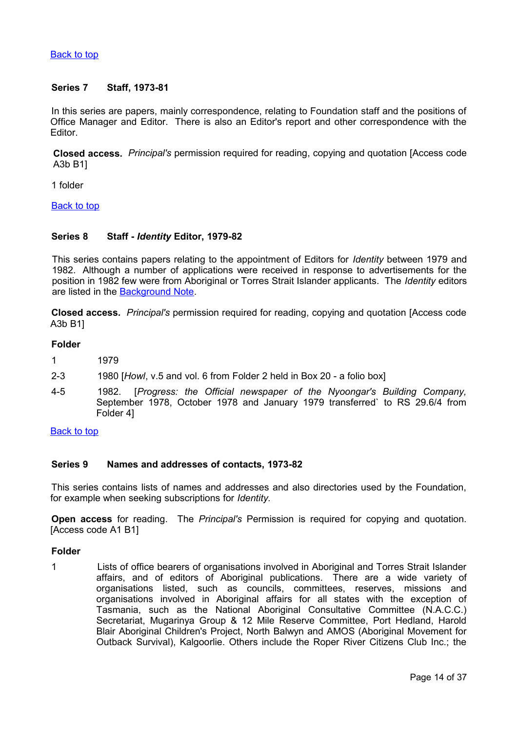[Back to top](#)

### Series 7 Staff, 1973-81

In this series are papers, mainly correspondence, relating to Foundation staff and the positions of Office Manager and Editor. There is also an Editor's report and other correspondence with the Editor.

**Closed access.** *Principal's* permission required for reading, copying and quotation [Access code A3b B1]

1 folder

[Back to top](#)

### Series 8 Staff - *Identity* Editor, 1979-82

This series contains papers relating to the appointment of Editors for *Identity* between 1979 and 1982. Although a number of applications were received in response to advertisements for the position in 1982 few were from Aboriginal or Torres Strait Islander applicants. The *Identity* editors are listed in the [Background Note](#).

**Closed access.** *Principal's* permission required for reading, copying and quotation [Access code A3b B1]

**Folder**

| | |
|---|---|
| 1 | 1979 |
| 2-3 | 1980 [*Howl*, v.5 and vol. 6 from Folder 2 held in Box 20 - a folio box] |
| 4-5 | 1982. [*Progress: the Official newspaper of the Nyoongar's Building Company,* September 1978, October 1978 and January 1979 transferred` to RS 29.6/4 from Folder 4] |

[Back to top](#)

### Series 9 Names and addresses of contacts, 1973-82

This series contains lists of names and addresses and also directories used by the Foundation, for example when seeking subscriptions for *Identity.*

**Open access** for reading. The *Principal's* Permission is required for copying and quotation. [Access code A1 B1]

**Folder**

1 Lists of office bearers of organisations involved in Aboriginal and Torres Strait Islander affairs, and of editors of Aboriginal publications. There are a wide variety of organisations listed, such as councils, committees, reserves, missions and organisations involved in Aboriginal affairs for all states with the exception of Tasmania, such as the National Aboriginal Consultative Committee (N.A.C.C.) Secretariat, Mugarinya Group & 12 Mile Reserve Committee, Port Hedland, Harold Blair Aboriginal Children's Project, North Balwyn and AMOS (Aboriginal Movement for Outback Survival), Kalgoorlie. Others include the Roper River Citizens Club Inc.; the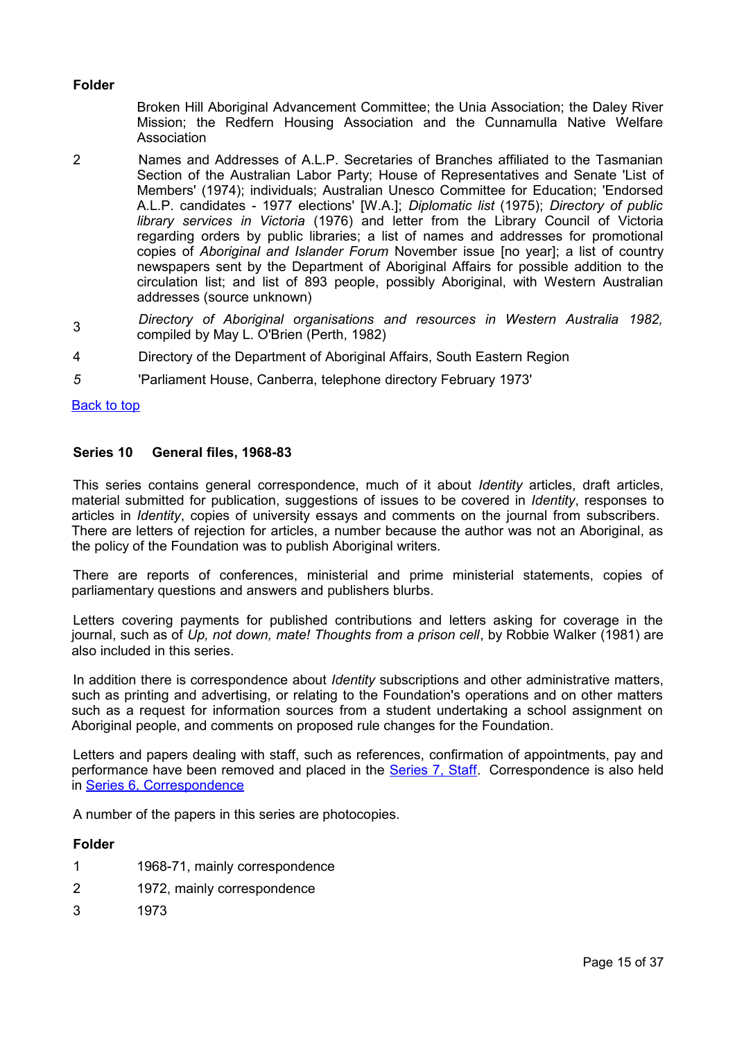**Folder**

| | |
|---|---|
| | Broken Hill Aboriginal Advancement Committee; the Unia Association; the Daley River Mission; the Redfern Housing Association and the Cunnamulla Native Welfare Association |
| 2 | Names and Addresses of A.L.P. Secretaries of Branches affiliated to the Tasmanian Section of the Australian Labor Party; House of Representatives and Senate 'List of Members' (1974); individuals; Australian Unesco Committee for Education; 'Endorsed A.L.P. candidates - 1977 elections' [W.A.]; *Diplomatic list* (1975); *Directory of public library services in Victoria* (1976) and letter from the Library Council of Victoria regarding orders by public libraries; a list of names and addresses for promotional copies of *Aboriginal and Islander Forum* November issue [no year]; a list of country newspapers sent by the Department of Aboriginal Affairs for possible addition to the circulation list; and list of 893 people, possibly Aboriginal, with Western Australian addresses (source unknown) |
| 3 | *Directory of Aboriginal organisations and resources in Western Australia 1982,* compiled by May L. O'Brien (Perth, 1982) |
| 4 | Directory of the Department of Aboriginal Affairs, South Eastern Region |
| *5* | 'Parliament House, Canberra, telephone directory February 1973' |

[Back to top]

### Series 10 General files, 1968-83

This series contains general correspondence, much of it about *Identity* articles, draft articles, material submitted for publication, suggestions of issues to be covered in *Identity*, responses to articles in *Identity*, copies of university essays and comments on the journal from subscribers. There are letters of rejection for articles, a number because the author was not an Aboriginal, as the policy of the Foundation was to publish Aboriginal writers.

There are reports of conferences, ministerial and prime ministerial statements, copies of parliamentary questions and answers and publishers blurbs.

Letters covering payments for published contributions and letters asking for coverage in the journal, such as of *Up, not down, mate! Thoughts from a prison cell*, by Robbie Walker (1981) are also included in this series.

In addition there is correspondence about *Identity* subscriptions and other administrative matters, such as printing and advertising, or relating to the Foundation's operations and on other matters such as a request for information sources from a student undertaking a school assignment on Aboriginal people, and comments on proposed rule changes for the Foundation.

Letters and papers dealing with staff, such as references, confirmation of appointments, pay and performance have been removed and placed in the Series 7, Staff. Correspondence is also held in Series 6, Correspondence

A number of the papers in this series are photocopies.

**Folder**

| | |
|---|---|
| 1 | 1968-71, mainly correspondence |
| 2 | 1972, mainly correspondence |
| 3 | 1973 |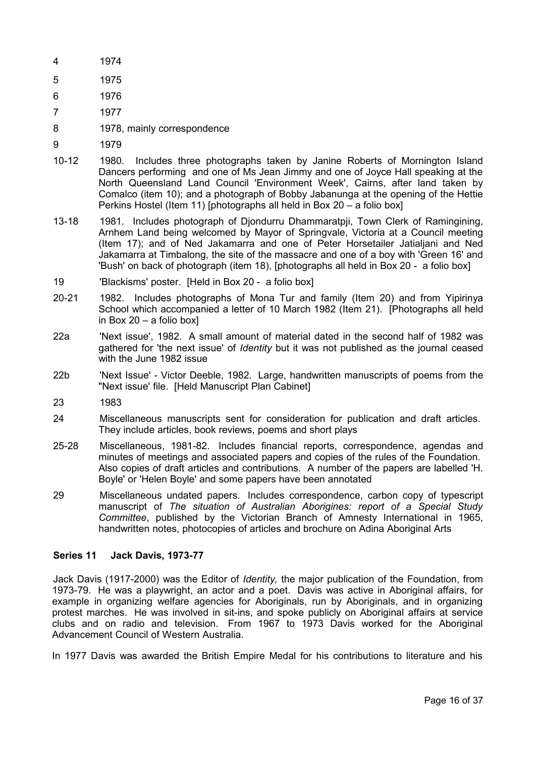| | |
|---|---|
| 4 | 1974 |
| 5 | 1975 |
| 6 | 1976 |
| 7 | 1977 |
| 8 | 1978, mainly correspondence |
| 9 | 1979 |
| 10-12 | 1980. Includes three photographs taken by Janine Roberts of Mornington Island Dancers performing and one of Ms Jean Jimmy and one of Joyce Hall speaking at the North Queensland Land Council 'Environment Week', Cairns, after land taken by Comalco (item 10); and a photograph of Bobby Jabanunga at the opening of the Hettie Perkins Hostel (Item 11) [photographs all held in Box 20 – a folio box] |
| 13-18 | 1981. Includes photograph of Djondurru Dhammaratpji, Town Clerk of Ramingining, Arnhem Land being welcomed by Mayor of Springvale, Victoria at a Council meeting (Item 17); and of Ned Jakamarra and one of Peter Horsetailer Jatialjani and Ned Jakamarra at Timbalong, the site of the massacre and one of a boy with 'Green 16' and 'Bush' on back of photograph (item 18), [photographs all held in Box 20 - a folio box] |
| 19 | 'Blackisms' poster. [Held in Box 20 - a folio box] |
| 20-21 | 1982. Includes photographs of Mona Tur and family (Item 20) and from Yipirinya School which accompanied a letter of 10 March 1982 (Item 21). [Photographs all held in Box 20 – a folio box] |
| 22a | 'Next issue', 1982. A small amount of material dated in the second half of 1982 was gathered for 'the next issue' of *Identity* but it was not published as the journal ceased with the June 1982 issue |
| 22b | 'Next Issue' - Victor Deeble, 1982. Large, handwritten manuscripts of poems from the "Next issue' file. [Held Manuscript Plan Cabinet] |
| 23 | 1983 |
| 24 | Miscellaneous manuscripts sent for consideration for publication and draft articles. They include articles, book reviews, poems and short plays |
| 25-28 | Miscellaneous, 1981-82. Includes financial reports, correspondence, agendas and minutes of meetings and associated papers and copies of the rules of the Foundation. Also copies of draft articles and contributions. A number of the papers are labelled 'H. Boyle' or 'Helen Boyle' and some papers have been annotated |
| 29 | Miscellaneous undated papers. Includes correspondence, carbon copy of typescript manuscript of *The situation of Australian Aborigines: report of a Special Study Committee*, published by the Victorian Branch of Amnesty International in 1965, handwritten notes, photocopies of articles and brochure on Adina Aboriginal Arts |

### Series 11 Jack Davis, 1973-77

Jack Davis (1917-2000) was the Editor of *Identity,* the major publication of the Foundation, from 1973-79. He was a playwright, an actor and a poet. Davis was active in Aboriginal affairs, for example in organizing welfare agencies for Aboriginals, run by Aboriginals, and in organizing protest marches. He was involved in sit-ins, and spoke publicly on Aboriginal affairs at service clubs and on radio and television. From 1967 to 1973 Davis worked for the Aboriginal Advancement Council of Western Australia.

In 1977 Davis was awarded the British Empire Medal for his contributions to literature and his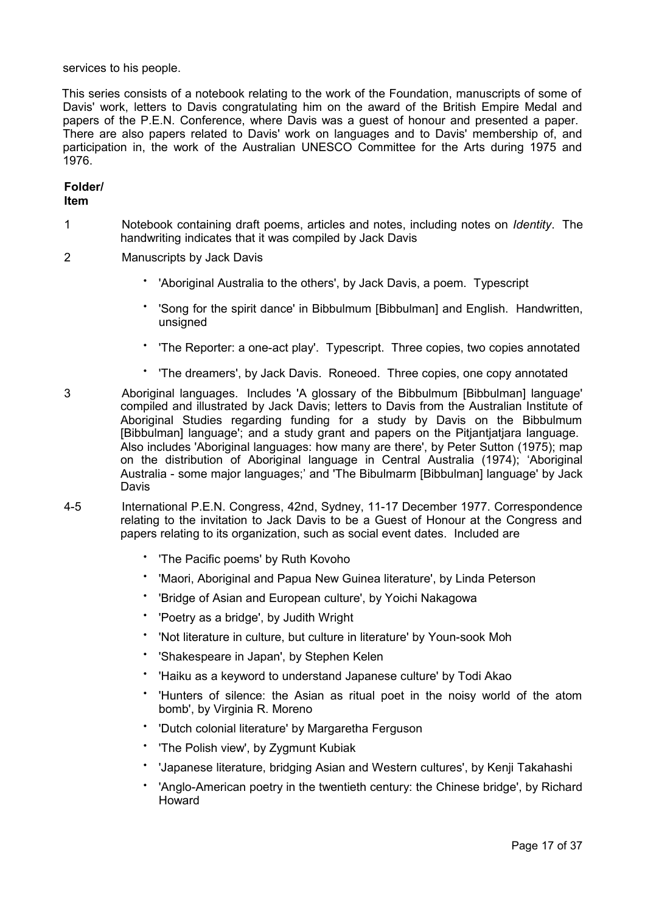services to his people.

This series consists of a notebook relating to the work of the Foundation, manuscripts of some of Davis' work, letters to Davis congratulating him on the award of the British Empire Medal and papers of the P.E.N. Conference, where Davis was a guest of honour and presented a paper. There are also papers related to Davis' work on languages and to Davis' membership of, and participation in, the work of the Australian UNESCO Committee for the Arts during 1975 and 1976.

**Folder/ Item**

1 Notebook containing draft poems, articles and notes, including notes on *Identity*. The handwriting indicates that it was compiled by Jack Davis

2 Manuscripts by Jack Davis

- 'Aboriginal Australia to the others', by Jack Davis, a poem. Typescript
- 'Song for the spirit dance' in Bibbulmum [Bibbulman] and English. Handwritten, unsigned
- 'The Reporter: a one-act play'. Typescript. Three copies, two copies annotated
- 'The dreamers', by Jack Davis. Roneoed. Three copies, one copy annotated

3 Aboriginal languages. Includes 'A glossary of the Bibbulmum [Bibbulman] language' compiled and illustrated by Jack Davis; letters to Davis from the Australian Institute of Aboriginal Studies regarding funding for a study by Davis on the Bibbulmum [Bibbulman] language'; and a study grant and papers on the Pitjantjatjara language. Also includes 'Aboriginal languages: how many are there', by Peter Sutton (1975); map on the distribution of Aboriginal language in Central Australia (1974); 'Aboriginal Australia - some major languages;' and 'The Bibulmarm [Bibbulman] language' by Jack Davis

4-5 International P.E.N. Congress, 42nd, Sydney, 11-17 December 1977. Correspondence relating to the invitation to Jack Davis to be a Guest of Honour at the Congress and papers relating to its organization, such as social event dates. Included are

- 'The Pacific poems' by Ruth Kovoho
- 'Maori, Aboriginal and Papua New Guinea literature', by Linda Peterson
- 'Bridge of Asian and European culture', by Yoichi Nakagowa
- 'Poetry as a bridge', by Judith Wright
- 'Not literature in culture, but culture in literature' by Youn-sook Moh
- 'Shakespeare in Japan', by Stephen Kelen
- 'Haiku as a keyword to understand Japanese culture' by Todi Akao
- 'Hunters of silence: the Asian as ritual poet in the noisy world of the atom bomb', by Virginia R. Moreno
- 'Dutch colonial literature' by Margaretha Ferguson
- 'The Polish view', by Zygmunt Kubiak
- 'Japanese literature, bridging Asian and Western cultures', by Kenji Takahashi
- 'Anglo-American poetry in the twentieth century: the Chinese bridge', by Richard Howard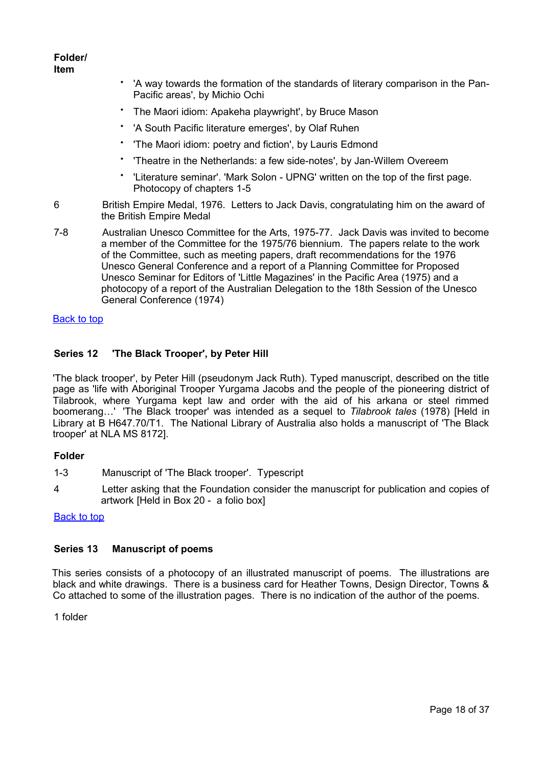**Folder/ Item**

- 'A way towards the formation of the standards of literary comparison in the Pan-Pacific areas', by Michio Ochi
- The Maori idiom: Apakeha playwright', by Bruce Mason
- 'A South Pacific literature emerges', by Olaf Ruhen
- 'The Maori idiom: poetry and fiction', by Lauris Edmond
- 'Theatre in the Netherlands: a few side-notes', by Jan-Willem Overeem
- 'Literature seminar'. 'Mark Solon - UPNG' written on the top of the first page. Photocopy of chapters 1-5

6 British Empire Medal, 1976. Letters to Jack Davis, congratulating him on the award of the British Empire Medal

7-8 Australian Unesco Committee for the Arts, 1975-77. Jack Davis was invited to become a member of the Committee for the 1975/76 biennium. The papers relate to the work of the Committee, such as meeting papers, draft recommendations for the 1976 Unesco General Conference and a report of a Planning Committee for Proposed Unesco Seminar for Editors of 'Little Magazines' in the Pacific Area (1975) and a photocopy of a report of the Australian Delegation to the 18th Session of the Unesco General Conference (1974)

Back to top

### Series 12 'The Black Trooper', by Peter Hill

'The black trooper', by Peter Hill (pseudonym Jack Ruth). Typed manuscript, described on the title page as 'life with Aboriginal Trooper Yurgama Jacobs and the people of the pioneering district of Tilabrook, where Yurgama kept law and order with the aid of his arkana or steel rimmed boomerang…' 'The Black trooper' was intended as a sequel to *Tilabrook tales* (1978) [Held in Library at B H647.70/T1. The National Library of Australia also holds a manuscript of 'The Black trooper' at NLA MS 8172].

**Folder**

1-3 Manuscript of 'The Black trooper'. Typescript

4 Letter asking that the Foundation consider the manuscript for publication and copies of artwork [Held in Box 20 - a folio box]

Back to top

### Series 13 Manuscript of poems

This series consists of a photocopy of an illustrated manuscript of poems. The illustrations are black and white drawings. There is a business card for Heather Towns, Design Director, Towns & Co attached to some of the illustration pages. There is no indication of the author of the poems.

1 folder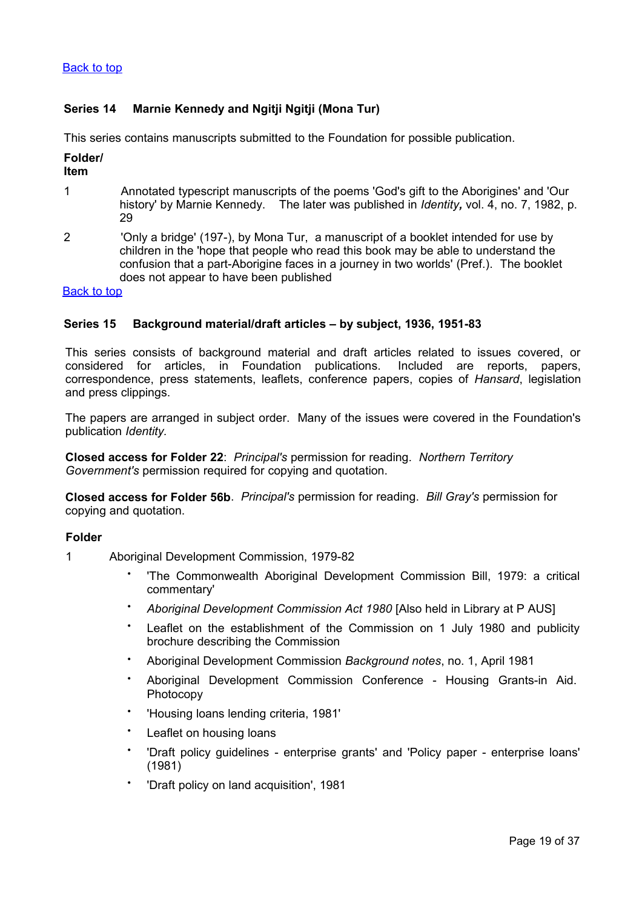Back to top

### Series 14 Marnie Kennedy and Ngitji Ngitji (Mona Tur)

This series contains manuscripts submitted to the Foundation for possible publication.

**Folder/ Item**

1 Annotated typescript manuscripts of the poems 'God's gift to the Aborigines' and 'Our history' by Marnie Kennedy. The later was published in *Identity,* vol. 4, no. 7, 1982, p. 29

2 'Only a bridge' (197-), by Mona Tur, a manuscript of a booklet intended for use by children in the 'hope that people who read this book may be able to understand the confusion that a part-Aborigine faces in a journey in two worlds' (Pref.). The booklet does not appear to have been published

Back to top

### Series 15 Background material/draft articles – by subject, 1936, 1951-83

This series consists of background material and draft articles related to issues covered, or considered for articles, in Foundation publications. Included are reports, papers, correspondence, press statements, leaflets, conference papers, copies of *Hansard*, legislation and press clippings.

The papers are arranged in subject order. Many of the issues were covered in the Foundation's publication *Identity*.

**Closed access for Folder 22**: *Principal's* permission for reading. *Northern Territory Government's* permission required for copying and quotation.

**Closed access for Folder 56b**. *Principal's* permission for reading. *Bill Gray's* permission for copying and quotation.

**Folder**

1 Aboriginal Development Commission, 1979-82

- 'The Commonwealth Aboriginal Development Commission Bill, 1979: a critical commentary'
- *Aboriginal Development Commission Act 1980* [Also held in Library at P AUS]
- Leaflet on the establishment of the Commission on 1 July 1980 and publicity brochure describing the Commission
- Aboriginal Development Commission *Background notes*, no. 1, April 1981
- Aboriginal Development Commission Conference - Housing Grants-in Aid. Photocopy
- 'Housing loans lending criteria, 1981'
- Leaflet on housing loans
- 'Draft policy guidelines - enterprise grants' and 'Policy paper - enterprise loans' (1981)
- 'Draft policy on land acquisition', 1981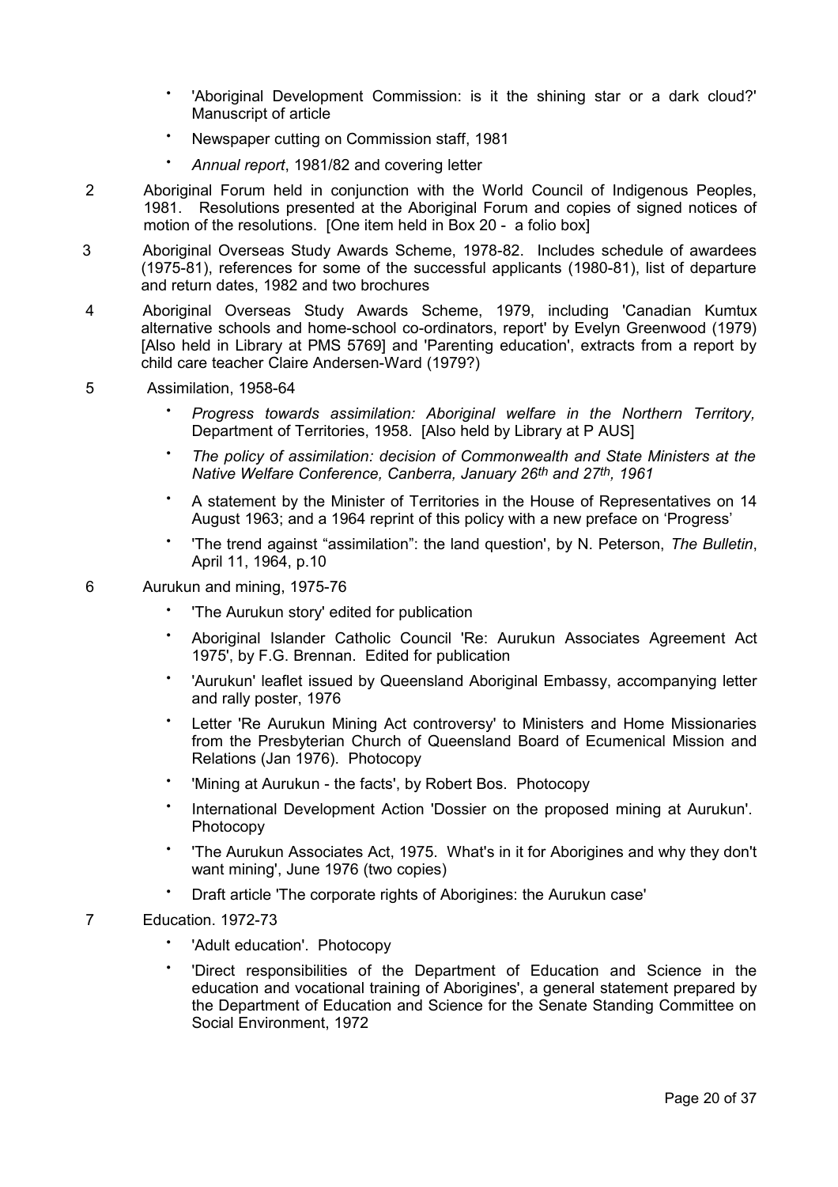- 'Aboriginal Development Commission: is it the shining star or a dark cloud?' Manuscript of article
- Newspaper cutting on Commission staff, 1981
- *Annual report*, 1981/82 and covering letter

2 Aboriginal Forum held in conjunction with the World Council of Indigenous Peoples, 1981. Resolutions presented at the Aboriginal Forum and copies of signed notices of motion of the resolutions. [One item held in Box 20 - a folio box]

3 Aboriginal Overseas Study Awards Scheme, 1978-82. Includes schedule of awardees (1975-81), references for some of the successful applicants (1980-81), list of departure and return dates, 1982 and two brochures

4 Aboriginal Overseas Study Awards Scheme, 1979, including 'Canadian Kumtux alternative schools and home-school co-ordinators, report' by Evelyn Greenwood (1979) [Also held in Library at PMS 5769] and 'Parenting education', extracts from a report by child care teacher Claire Andersen-Ward (1979?)

5 Assimilation, 1958-64

- *Progress towards assimilation: Aboriginal welfare in the Northern Territory,* Department of Territories, 1958. [Also held by Library at P AUS]
- *The policy of assimilation: decision of Commonwealth and State Ministers at the Native Welfare Conference, Canberra, January 26th and 27th, 1961*
- A statement by the Minister of Territories in the House of Representatives on 14 August 1963; and a 1964 reprint of this policy with a new preface on 'Progress'
- 'The trend against "assimilation": the land question', by N. Peterson, *The Bulletin*, April 11, 1964, p.10

6 Aurukun and mining, 1975-76

- 'The Aurukun story' edited for publication
- Aboriginal Islander Catholic Council 'Re: Aurukun Associates Agreement Act 1975', by F.G. Brennan. Edited for publication
- 'Aurukun' leaflet issued by Queensland Aboriginal Embassy, accompanying letter and rally poster, 1976
- Letter 'Re Aurukun Mining Act controversy' to Ministers and Home Missionaries from the Presbyterian Church of Queensland Board of Ecumenical Mission and Relations (Jan 1976). Photocopy
- 'Mining at Aurukun - the facts', by Robert Bos. Photocopy
- International Development Action 'Dossier on the proposed mining at Aurukun'. Photocopy
- 'The Aurukun Associates Act, 1975. What's in it for Aborigines and why they don't want mining', June 1976 (two copies)
- Draft article 'The corporate rights of Aborigines: the Aurukun case'

7 Education. 1972-73

- 'Adult education'. Photocopy
- 'Direct responsibilities of the Department of Education and Science in the education and vocational training of Aborigines', a general statement prepared by the Department of Education and Science for the Senate Standing Committee on Social Environment, 1972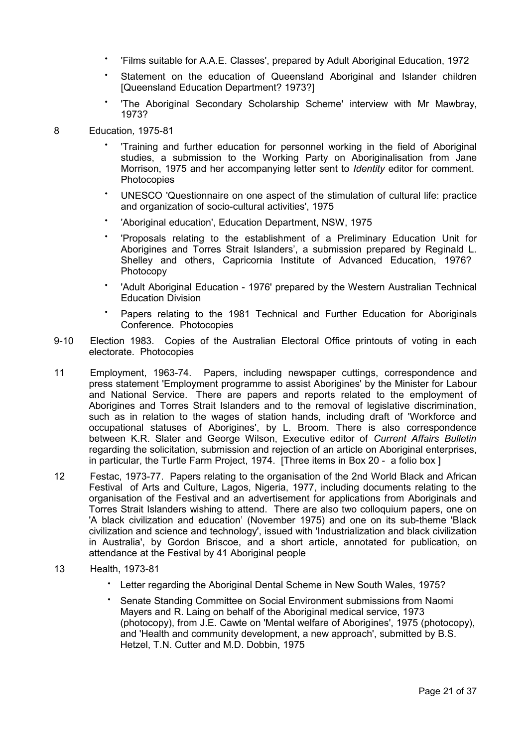- 'Films suitable for A.A.E. Classes', prepared by Adult Aboriginal Education, 1972
- Statement on the education of Queensland Aboriginal and Islander children [Queensland Education Department? 1973?]
- 'The Aboriginal Secondary Scholarship Scheme' interview with Mr Mawbray, 1973?

8 Education, 1975-81

- 'Training and further education for personnel working in the field of Aboriginal studies, a submission to the Working Party on Aboriginalisation from Jane Morrison, 1975 and her accompanying letter sent to *Identity* editor for comment. Photocopies
- UNESCO 'Questionnaire on one aspect of the stimulation of cultural life: practice and organization of socio-cultural activities', 1975
- 'Aboriginal education', Education Department, NSW, 1975
- 'Proposals relating to the establishment of a Preliminary Education Unit for Aborigines and Torres Strait Islanders', a submission prepared by Reginald L. Shelley and others, Capricornia Institute of Advanced Education, 1976? Photocopy
- 'Adult Aboriginal Education - 1976' prepared by the Western Australian Technical Education Division
- Papers relating to the 1981 Technical and Further Education for Aboriginals Conference. Photocopies

9-10 Election 1983. Copies of the Australian Electoral Office printouts of voting in each electorate. Photocopies

11 Employment, 1963-74. Papers, including newspaper cuttings, correspondence and press statement 'Employment programme to assist Aborigines' by the Minister for Labour and National Service. There are papers and reports related to the employment of Aborigines and Torres Strait Islanders and to the removal of legislative discrimination, such as in relation to the wages of station hands, including draft of 'Workforce and occupational statuses of Aborigines', by L. Broom. There is also correspondence between K.R. Slater and George Wilson, Executive editor of *Current Affairs Bulletin* regarding the solicitation, submission and rejection of an article on Aboriginal enterprises, in particular, the Turtle Farm Project, 1974. [Three items in Box 20 - a folio box ]

12 Festac, 1973-77. Papers relating to the organisation of the 2nd World Black and African Festival of Arts and Culture, Lagos, Nigeria, 1977, including documents relating to the organisation of the Festival and an advertisement for applications from Aboriginals and Torres Strait Islanders wishing to attend. There are also two colloquium papers, one on 'A black civilization and education' (November 1975) and one on its sub-theme 'Black civilization and science and technology', issued with 'Industrialization and black civilization in Australia', by Gordon Briscoe, and a short article, annotated for publication, on attendance at the Festival by 41 Aboriginal people

13 Health, 1973-81

- Letter regarding the Aboriginal Dental Scheme in New South Wales, 1975?
- Senate Standing Committee on Social Environment submissions from Naomi Mayers and R. Laing on behalf of the Aboriginal medical service, 1973 (photocopy), from J.E. Cawte on 'Mental welfare of Aborigines', 1975 (photocopy), and 'Health and community development, a new approach', submitted by B.S. Hetzel, T.N. Cutter and M.D. Dobbin, 1975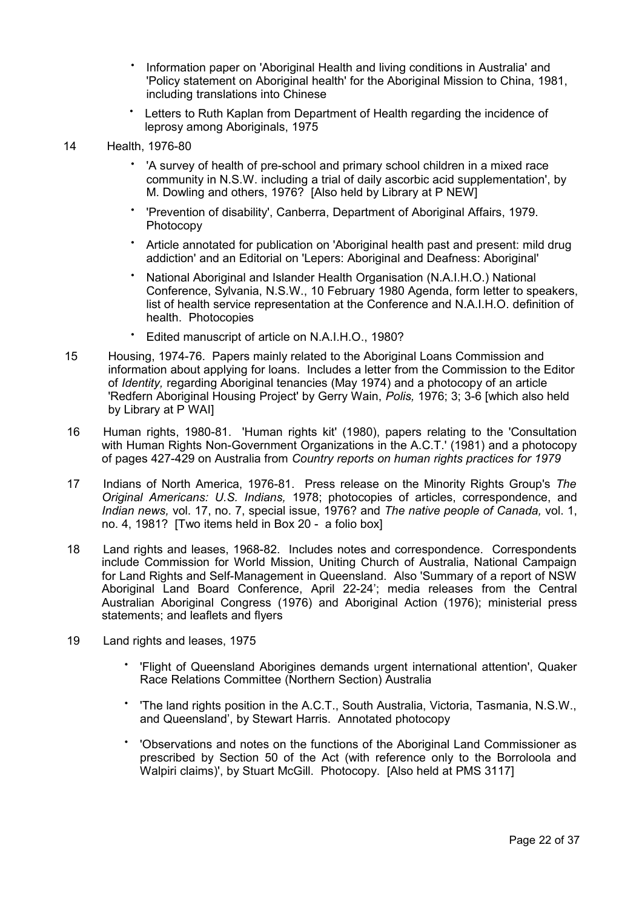- Information paper on 'Aboriginal Health and living conditions in Australia' and 'Policy statement on Aboriginal health' for the Aboriginal Mission to China, 1981, including translations into Chinese
- Letters to Ruth Kaplan from Department of Health regarding the incidence of leprosy among Aboriginals, 1975

14 Health, 1976-80

- 'A survey of health of pre-school and primary school children in a mixed race community in N.S.W. including a trial of daily ascorbic acid supplementation', by M. Dowling and others, 1976? [Also held by Library at P NEW]
- 'Prevention of disability', Canberra, Department of Aboriginal Affairs, 1979. Photocopy
- Article annotated for publication on 'Aboriginal health past and present: mild drug addiction' and an Editorial on 'Lepers: Aboriginal and Deafness: Aboriginal'
- National Aboriginal and Islander Health Organisation (N.A.I.H.O.) National Conference, Sylvania, N.S.W., 10 February 1980 Agenda, form letter to speakers, list of health service representation at the Conference and N.A.I.H.O. definition of health. Photocopies
- Edited manuscript of article on N.A.I.H.O., 1980?

15 Housing, 1974-76. Papers mainly related to the Aboriginal Loans Commission and information about applying for loans. Includes a letter from the Commission to the Editor of *Identity,* regarding Aboriginal tenancies (May 1974) and a photocopy of an article 'Redfern Aboriginal Housing Project' by Gerry Wain, *Polis,* 1976; 3; 3-6 [which also held by Library at P WAI]

16 Human rights, 1980-81. 'Human rights kit' (1980), papers relating to the 'Consultation with Human Rights Non-Government Organizations in the A.C.T.' (1981) and a photocopy of pages 427-429 on Australia from *Country reports on human rights practices for 1979*

17 Indians of North America, 1976-81. Press release on the Minority Rights Group's *The Original Americans: U.S. Indians,* 1978; photocopies of articles, correspondence, and *Indian news,* vol. 17, no. 7, special issue, 1976? and *The native people of Canada,* vol. 1, no. 4, 1981? [Two items held in Box 20 - a folio box]

18 Land rights and leases, 1968-82. Includes notes and correspondence. Correspondents include Commission for World Mission, Uniting Church of Australia, National Campaign for Land Rights and Self-Management in Queensland. Also 'Summary of a report of NSW Aboriginal Land Board Conference, April 22-24'; media releases from the Central Australian Aboriginal Congress (1976) and Aboriginal Action (1976); ministerial press statements; and leaflets and flyers

19 Land rights and leases, 1975

- 'Flight of Queensland Aborigines demands urgent international attention', Quaker Race Relations Committee (Northern Section) Australia
- 'The land rights position in the A.C.T., South Australia, Victoria, Tasmania, N.S.W., and Queensland', by Stewart Harris. Annotated photocopy
- 'Observations and notes on the functions of the Aboriginal Land Commissioner as prescribed by Section 50 of the Act (with reference only to the Borroloola and Walpiri claims)', by Stuart McGill. Photocopy. [Also held at PMS 3117]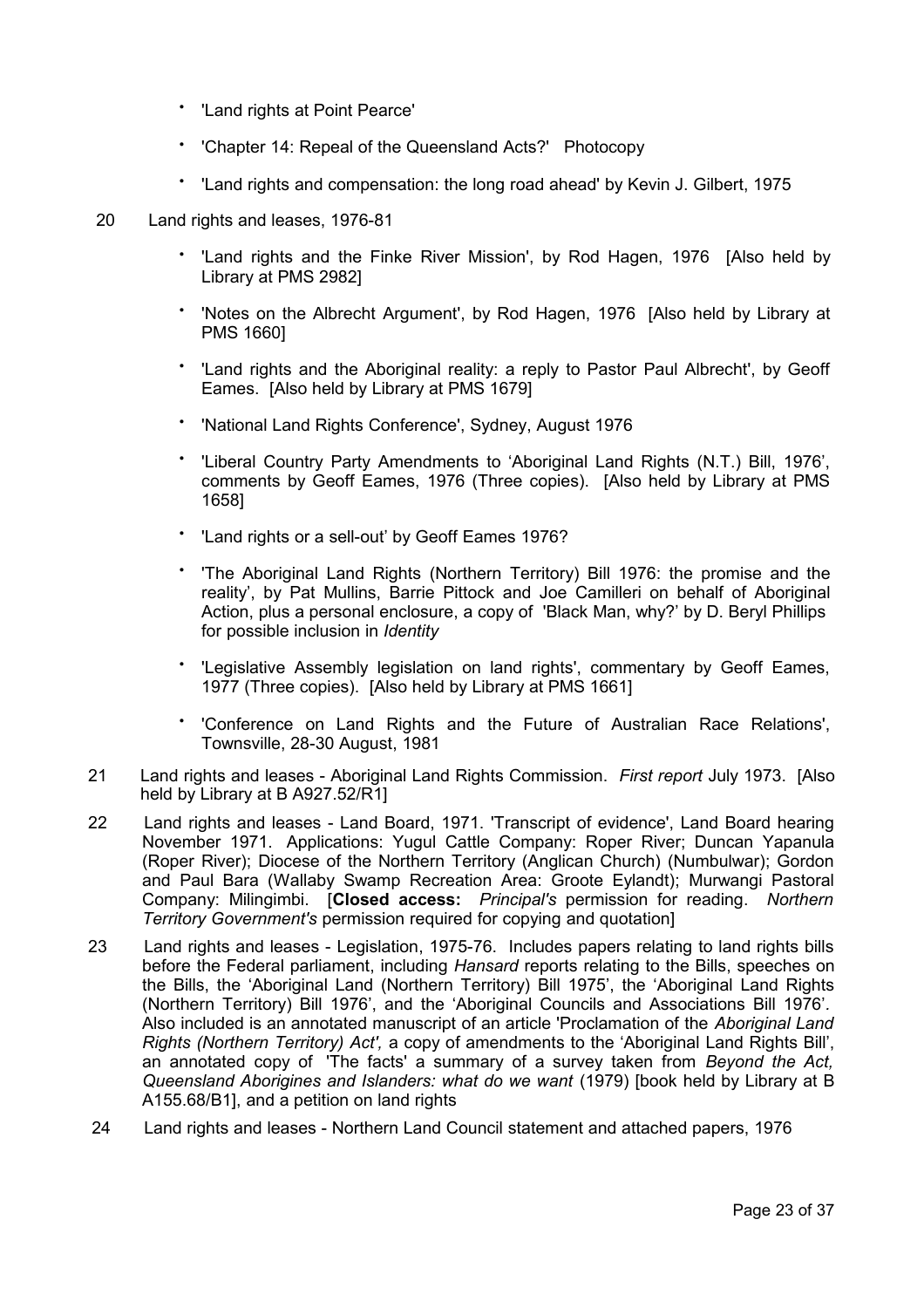- 'Land rights at Point Pearce'
- 'Chapter 14: Repeal of the Queensland Acts?' Photocopy
- 'Land rights and compensation: the long road ahead' by Kevin J. Gilbert, 1975

20 Land rights and leases, 1976-81

- 'Land rights and the Finke River Mission', by Rod Hagen, 1976 [Also held by Library at PMS 2982]
- 'Notes on the Albrecht Argument', by Rod Hagen, 1976 [Also held by Library at PMS 1660]
- 'Land rights and the Aboriginal reality: a reply to Pastor Paul Albrecht', by Geoff Eames. [Also held by Library at PMS 1679]
- 'National Land Rights Conference', Sydney, August 1976
- 'Liberal Country Party Amendments to 'Aboriginal Land Rights (N.T.) Bill, 1976', comments by Geoff Eames, 1976 (Three copies). [Also held by Library at PMS 1658]
- 'Land rights or a sell-out' by Geoff Eames 1976?
- 'The Aboriginal Land Rights (Northern Territory) Bill 1976: the promise and the reality', by Pat Mullins, Barrie Pittock and Joe Camilleri on behalf of Aboriginal Action, plus a personal enclosure, a copy of 'Black Man, why?' by D. Beryl Phillips for possible inclusion in *Identity*
- 'Legislative Assembly legislation on land rights', commentary by Geoff Eames, 1977 (Three copies). [Also held by Library at PMS 1661]
- 'Conference on Land Rights and the Future of Australian Race Relations', Townsville, 28-30 August, 1981

21 Land rights and leases - Aboriginal Land Rights Commission. *First report* July 1973. [Also held by Library at B A927.52/R1]

22 Land rights and leases - Land Board, 1971. 'Transcript of evidence', Land Board hearing November 1971. Applications: Yugul Cattle Company: Roper River; Duncan Yapanula (Roper River); Diocese of the Northern Territory (Anglican Church) (Numbulwar); Gordon and Paul Bara (Wallaby Swamp Recreation Area: Groote Eylandt); Murwangi Pastoral Company: Milingimbi. [**Closed access:** *Principal's* permission for reading. *Northern Territory Government's* permission required for copying and quotation]

23 Land rights and leases - Legislation, 1975-76. Includes papers relating to land rights bills before the Federal parliament, including *Hansard* reports relating to the Bills, speeches on the Bills, the 'Aboriginal Land (Northern Territory) Bill 1975', the 'Aboriginal Land Rights (Northern Territory) Bill 1976', and the 'Aboriginal Councils and Associations Bill 1976'. Also included is an annotated manuscript of an article 'Proclamation of the *Aboriginal Land Rights (Northern Territory) Act',* a copy of amendments to the 'Aboriginal Land Rights Bill', an annotated copy of 'The facts' a summary of a survey taken from *Beyond the Act, Queensland Aborigines and Islanders: what do we want* (1979) [book held by Library at B A155.68/B1], and a petition on land rights

24 Land rights and leases - Northern Land Council statement and attached papers, 1976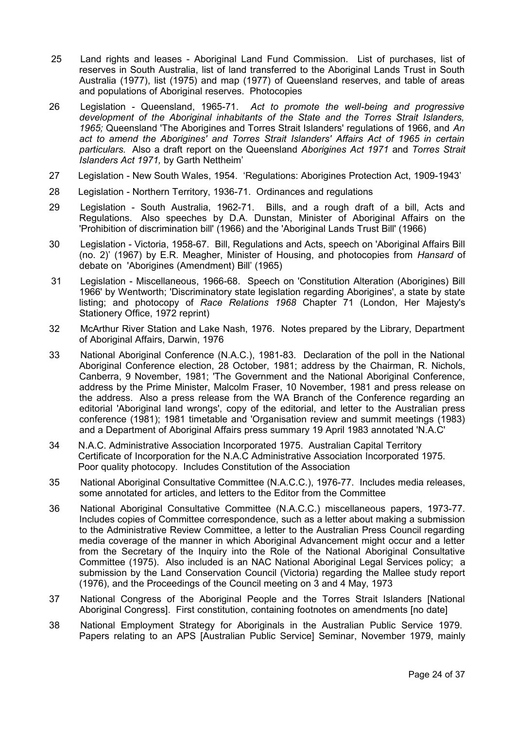25 Land rights and leases - Aboriginal Land Fund Commission. List of purchases, list of reserves in South Australia, list of land transferred to the Aboriginal Lands Trust in South Australia (1977), list (1975) and map (1977) of Queensland reserves, and table of areas and populations of Aboriginal reserves. Photocopies

26 Legislation - Queensland, 1965-71. *Act to promote the well-being and progressive development of the Aboriginal inhabitants of the State and the Torres Strait Islanders, 1965;* Queensland 'The Aborigines and Torres Strait Islanders' regulations of 1966, and *An act to amend the Aborigines' and Torres Strait Islanders' Affairs Act of 1965 in certain particulars.* Also a draft report on the Queensland *Aborigines Act 1971* and *Torres Strait Islanders Act 1971,* by Garth Nettheim'

27 Legislation - New South Wales, 1954. 'Regulations: Aborigines Protection Act, 1909-1943'

28 Legislation - Northern Territory, 1936-71. Ordinances and regulations

29 Legislation - South Australia, 1962-71. Bills, and a rough draft of a bill, Acts and Regulations. Also speeches by D.A. Dunstan, Minister of Aboriginal Affairs on the 'Prohibition of discrimination bill' (1966) and the 'Aboriginal Lands Trust Bill' (1966)

30 Legislation - Victoria, 1958-67. Bill, Regulations and Acts, speech on 'Aboriginal Affairs Bill (no. 2)' (1967) by E.R. Meagher, Minister of Housing, and photocopies from *Hansard* of debate on 'Aborigines (Amendment) Bill' (1965)

31 Legislation - Miscellaneous, 1966-68. Speech on 'Constitution Alteration (Aborigines) Bill 1966' by Wentworth; 'Discriminatory state legislation regarding Aborigines', a state by state listing; and photocopy of *Race Relations 1968* Chapter 71 (London, Her Majesty's Stationery Office, 1972 reprint)

32 McArthur River Station and Lake Nash, 1976. Notes prepared by the Library, Department of Aboriginal Affairs, Darwin, 1976

33 National Aboriginal Conference (N.A.C.), 1981-83. Declaration of the poll in the National Aboriginal Conference election, 28 October, 1981; address by the Chairman, R. Nichols, Canberra, 9 November, 1981; 'The Government and the National Aboriginal Conference, address by the Prime Minister, Malcolm Fraser, 10 November, 1981 and press release on the address. Also a press release from the WA Branch of the Conference regarding an editorial 'Aboriginal land wrongs', copy of the editorial, and letter to the Australian press conference (1981); 1981 timetable and 'Organisation review and summit meetings (1983) and a Department of Aboriginal Affairs press summary 19 April 1983 annotated 'N.A.C'

34 N.A.C. Administrative Association Incorporated 1975. Australian Capital Territory Certificate of Incorporation for the N.A.C Administrative Association Incorporated 1975. Poor quality photocopy. Includes Constitution of the Association

35 National Aboriginal Consultative Committee (N.A.C.C.), 1976-77. Includes media releases, some annotated for articles, and letters to the Editor from the Committee

36 National Aboriginal Consultative Committee (N.A.C.C.) miscellaneous papers, 1973-77. Includes copies of Committee correspondence, such as a letter about making a submission to the Administrative Review Committee, a letter to the Australian Press Council regarding media coverage of the manner in which Aboriginal Advancement might occur and a letter from the Secretary of the Inquiry into the Role of the National Aboriginal Consultative Committee (1975). Also included is an NAC National Aboriginal Legal Services policy; a submission by the Land Conservation Council (Victoria) regarding the Mallee study report (1976), and the Proceedings of the Council meeting on 3 and 4 May, 1973

37 National Congress of the Aboriginal People and the Torres Strait Islanders [National Aboriginal Congress]. First constitution, containing footnotes on amendments [no date]

38 National Employment Strategy for Aboriginals in the Australian Public Service 1979. Papers relating to an APS [Australian Public Service] Seminar, November 1979, mainly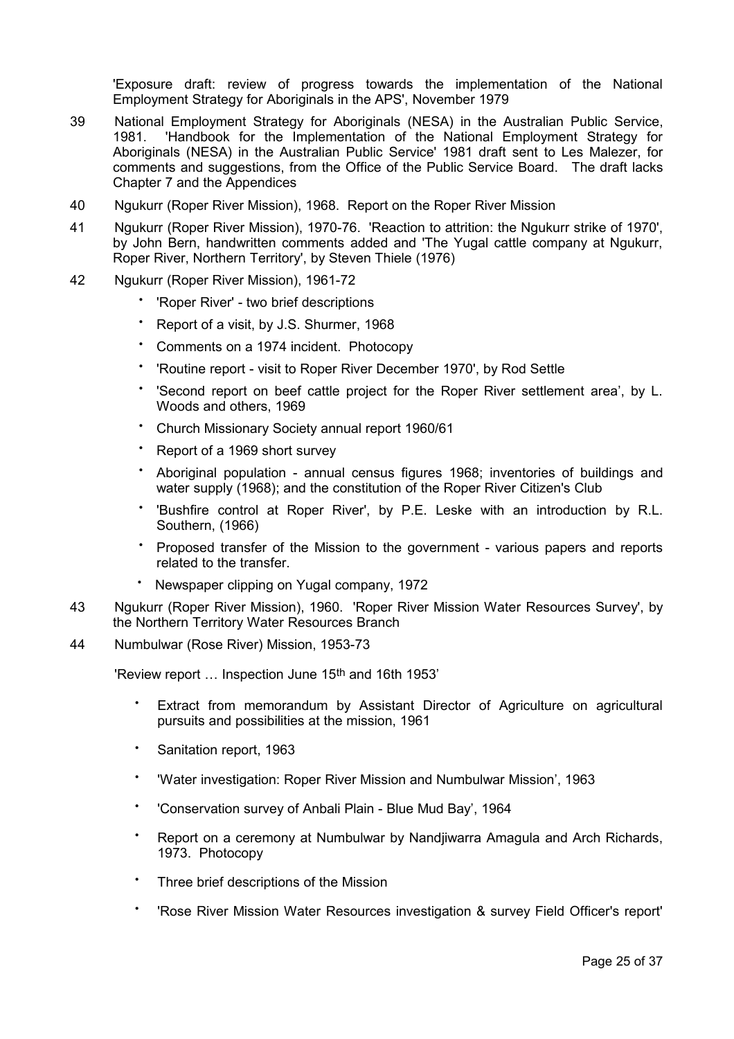'Exposure draft: review of progress towards the implementation of the National Employment Strategy for Aboriginals in the APS', November 1979

39 National Employment Strategy for Aboriginals (NESA) in the Australian Public Service, 1981. 'Handbook for the Implementation of the National Employment Strategy for Aboriginals (NESA) in the Australian Public Service' 1981 draft sent to Les Malezer, for comments and suggestions, from the Office of the Public Service Board. The draft lacks Chapter 7 and the Appendices

40 Ngukurr (Roper River Mission), 1968. Report on the Roper River Mission

41 Ngukurr (Roper River Mission), 1970-76. 'Reaction to attrition: the Ngukurr strike of 1970', by John Bern, handwritten comments added and 'The Yugal cattle company at Ngukurr, Roper River, Northern Territory', by Steven Thiele (1976)

42 Ngukurr (Roper River Mission), 1961-72

- 'Roper River' - two brief descriptions
- Report of a visit, by J.S. Shurmer, 1968
- Comments on a 1974 incident. Photocopy
- 'Routine report - visit to Roper River December 1970', by Rod Settle
- 'Second report on beef cattle project for the Roper River settlement area', by L. Woods and others, 1969
- Church Missionary Society annual report 1960/61
- Report of a 1969 short survey
- Aboriginal population - annual census figures 1968; inventories of buildings and water supply (1968); and the constitution of the Roper River Citizen's Club
- 'Bushfire control at Roper River', by P.E. Leske with an introduction by R.L. Southern, (1966)
- Proposed transfer of the Mission to the government - various papers and reports related to the transfer.
- Newspaper clipping on Yugal company, 1972

43 Ngukurr (Roper River Mission), 1960. 'Roper River Mission Water Resources Survey', by the Northern Territory Water Resources Branch

44 Numbulwar (Rose River) Mission, 1953-73

'Review report … Inspection June 15th and 16th 1953'

- Extract from memorandum by Assistant Director of Agriculture on agricultural pursuits and possibilities at the mission, 1961
- Sanitation report, 1963
- 'Water investigation: Roper River Mission and Numbulwar Mission', 1963
- 'Conservation survey of Anbali Plain - Blue Mud Bay', 1964
- Report on a ceremony at Numbulwar by Nandjiwarra Amagula and Arch Richards, 1973. Photocopy
- Three brief descriptions of the Mission
- 'Rose River Mission Water Resources investigation & survey Field Officer's report'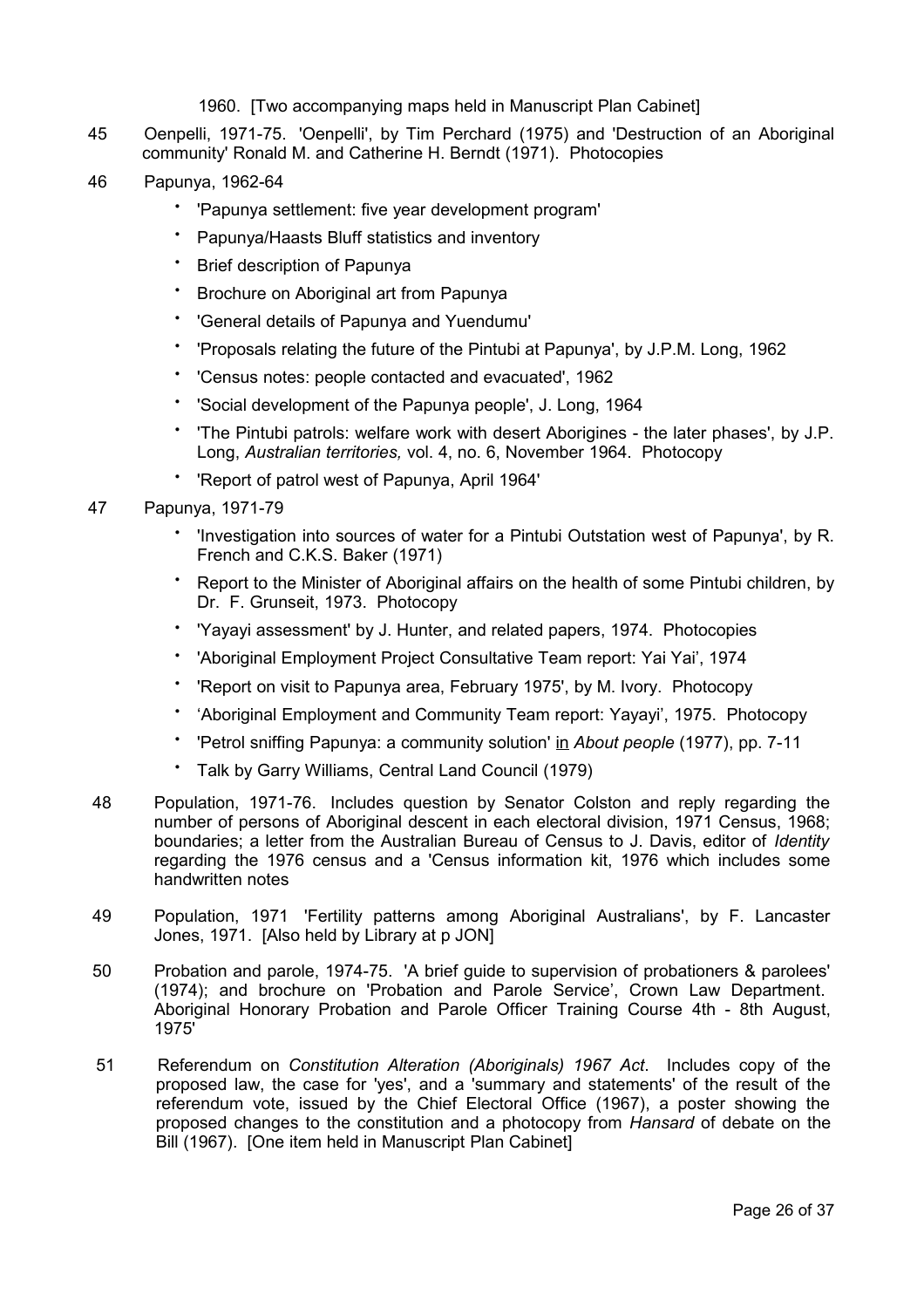1960. [Two accompanying maps held in Manuscript Plan Cabinet]

45 Oenpelli, 1971-75. 'Oenpelli', by Tim Perchard (1975) and 'Destruction of an Aboriginal community' Ronald M. and Catherine H. Berndt (1971). Photocopies

46 Papunya, 1962-64

- 'Papunya settlement: five year development program'
- Papunya/Haasts Bluff statistics and inventory
- Brief description of Papunya
- Brochure on Aboriginal art from Papunya
- 'General details of Papunya and Yuendumu'
- 'Proposals relating the future of the Pintubi at Papunya', by J.P.M. Long, 1962
- 'Census notes: people contacted and evacuated', 1962
- 'Social development of the Papunya people', J. Long, 1964
- 'The Pintubi patrols: welfare work with desert Aborigines - the later phases', by J.P. Long, *Australian territories,* vol. 4, no. 6, November 1964. Photocopy
- 'Report of patrol west of Papunya, April 1964'

47 Papunya, 1971-79

- 'Investigation into sources of water for a Pintubi Outstation west of Papunya', by R. French and C.K.S. Baker (1971)
- Report to the Minister of Aboriginal affairs on the health of some Pintubi children, by Dr. F. Grunseit, 1973. Photocopy
- 'Yayayi assessment' by J. Hunter, and related papers, 1974. Photocopies
- 'Aboriginal Employment Project Consultative Team report: Yai Yai', 1974
- 'Report on visit to Papunya area, February 1975', by M. Ivory. Photocopy
- 'Aboriginal Employment and Community Team report: Yayayi', 1975. Photocopy
- 'Petrol sniffing Papunya: a community solution' in *About people* (1977), pp. 7-11
- Talk by Garry Williams, Central Land Council (1979)

48 Population, 1971-76. Includes question by Senator Colston and reply regarding the number of persons of Aboriginal descent in each electoral division, 1971 Census, 1968; boundaries; a letter from the Australian Bureau of Census to J. Davis, editor of *Identity* regarding the 1976 census and a 'Census information kit, 1976 which includes some handwritten notes

49 Population, 1971 'Fertility patterns among Aboriginal Australians', by F. Lancaster Jones, 1971. [Also held by Library at p JON]

50 Probation and parole, 1974-75. 'A brief guide to supervision of probationers & parolees' (1974); and brochure on 'Probation and Parole Service', Crown Law Department. Aboriginal Honorary Probation and Parole Officer Training Course 4th - 8th August, 1975'

51 Referendum on *Constitution Alteration (Aboriginals) 1967 Act*. Includes copy of the proposed law, the case for 'yes', and a 'summary and statements' of the result of the referendum vote, issued by the Chief Electoral Office (1967), a poster showing the proposed changes to the constitution and a photocopy from *Hansard* of debate on the Bill (1967). [One item held in Manuscript Plan Cabinet]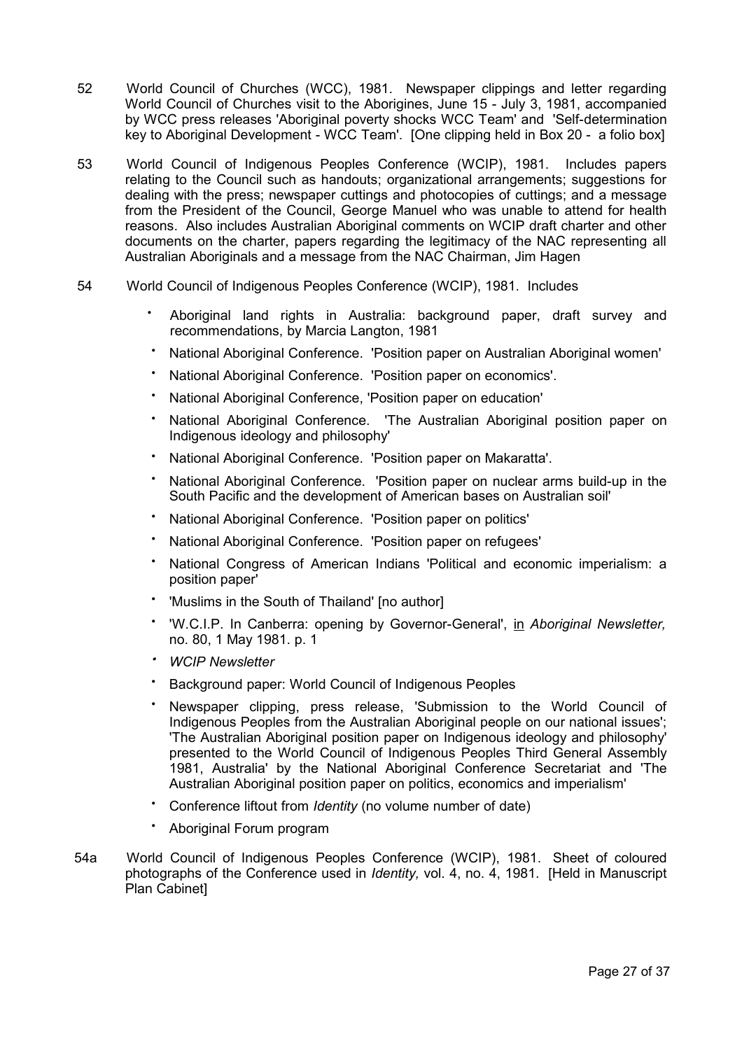52 World Council of Churches (WCC), 1981. Newspaper clippings and letter regarding World Council of Churches visit to the Aborigines, June 15 - July 3, 1981, accompanied by WCC press releases 'Aboriginal poverty shocks WCC Team' and 'Self-determination key to Aboriginal Development - WCC Team'. [One clipping held in Box 20 - a folio box]

53 World Council of Indigenous Peoples Conference (WCIP), 1981. Includes papers relating to the Council such as handouts; organizational arrangements; suggestions for dealing with the press; newspaper cuttings and photocopies of cuttings; and a message from the President of the Council, George Manuel who was unable to attend for health reasons. Also includes Australian Aboriginal comments on WCIP draft charter and other documents on the charter, papers regarding the legitimacy of the NAC representing all Australian Aboriginals and a message from the NAC Chairman, Jim Hagen

54 World Council of Indigenous Peoples Conference (WCIP), 1981. Includes

- Aboriginal land rights in Australia: background paper, draft survey and recommendations, by Marcia Langton, 1981
- National Aboriginal Conference. 'Position paper on Australian Aboriginal women'
- National Aboriginal Conference. 'Position paper on economics'.
- National Aboriginal Conference, 'Position paper on education'
- National Aboriginal Conference. 'The Australian Aboriginal position paper on Indigenous ideology and philosophy'
- National Aboriginal Conference. 'Position paper on Makaratta'.
- National Aboriginal Conference. 'Position paper on nuclear arms build-up in the South Pacific and the development of American bases on Australian soil'
- National Aboriginal Conference. 'Position paper on politics'
- National Aboriginal Conference. 'Position paper on refugees'
- National Congress of American Indians 'Political and economic imperialism: a position paper'
- 'Muslims in the South of Thailand' [no author]
- 'W.C.I.P. In Canberra: opening by Governor-General', <u>in</u> *Aboriginal Newsletter,* no. 80, 1 May 1981. p. 1
- *WCIP Newsletter*
- Background paper: World Council of Indigenous Peoples
- Newspaper clipping, press release, 'Submission to the World Council of Indigenous Peoples from the Australian Aboriginal people on our national issues'; 'The Australian Aboriginal position paper on Indigenous ideology and philosophy' presented to the World Council of Indigenous Peoples Third General Assembly 1981, Australia' by the National Aboriginal Conference Secretariat and 'The Australian Aboriginal position paper on politics, economics and imperialism'
- Conference liftout from *Identity* (no volume number of date)
- Aboriginal Forum program

54a World Council of Indigenous Peoples Conference (WCIP), 1981. Sheet of coloured photographs of the Conference used in *Identity,* vol. 4, no. 4, 1981. [Held in Manuscript Plan Cabinet]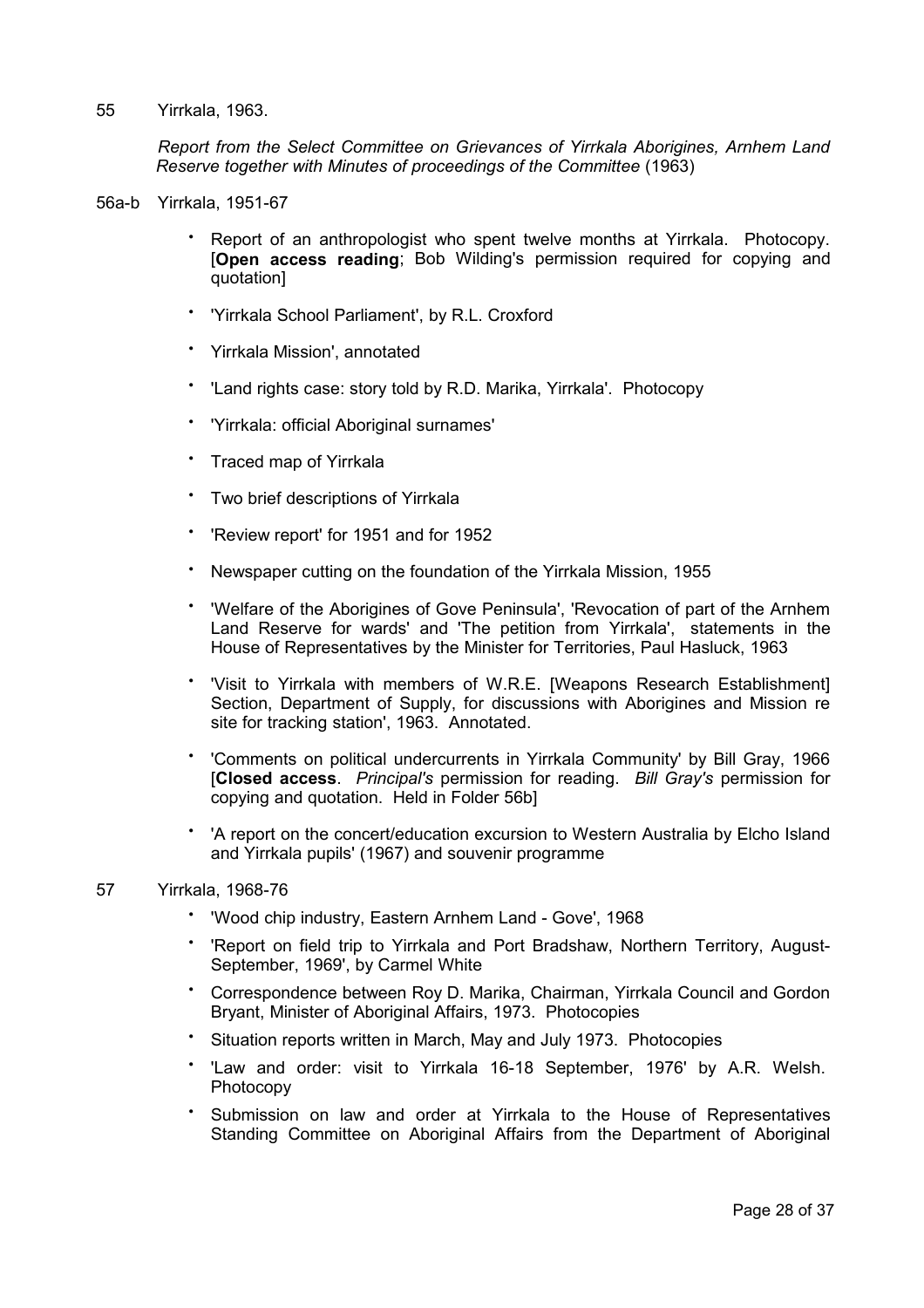55 Yirrkala, 1963.

*Report from the Select Committee on Grievances of Yirrkala Aborigines, Arnhem Land Reserve together with Minutes of proceedings of the Committee* (1963)

56a-b Yirrkala, 1951-67

- Report of an anthropologist who spent twelve months at Yirrkala. Photocopy. [**Open access reading**; Bob Wilding's permission required for copying and quotation]
- 'Yirrkala School Parliament', by R.L. Croxford
- Yirrkala Mission', annotated
- 'Land rights case: story told by R.D. Marika, Yirrkala'. Photocopy
- 'Yirrkala: official Aboriginal surnames'
- Traced map of Yirrkala
- Two brief descriptions of Yirrkala
- 'Review report' for 1951 and for 1952
- Newspaper cutting on the foundation of the Yirrkala Mission, 1955
- 'Welfare of the Aborigines of Gove Peninsula', 'Revocation of part of the Arnhem Land Reserve for wards' and 'The petition from Yirrkala', statements in the House of Representatives by the Minister for Territories, Paul Hasluck, 1963
- 'Visit to Yirrkala with members of W.R.E. [Weapons Research Establishment] Section, Department of Supply, for discussions with Aborigines and Mission re site for tracking station', 1963. Annotated.
- 'Comments on political undercurrents in Yirrkala Community' by Bill Gray, 1966 [**Closed access**. *Principal's* permission for reading. *Bill Gray's* permission for copying and quotation. Held in Folder 56b]
- 'A report on the concert/education excursion to Western Australia by Elcho Island and Yirrkala pupils' (1967) and souvenir programme

57 Yirrkala, 1968-76

- 'Wood chip industry, Eastern Arnhem Land - Gove', 1968
- 'Report on field trip to Yirrkala and Port Bradshaw, Northern Territory, August-September, 1969', by Carmel White
- Correspondence between Roy D. Marika, Chairman, Yirrkala Council and Gordon Bryant, Minister of Aboriginal Affairs, 1973. Photocopies
- Situation reports written in March, May and July 1973. Photocopies
- 'Law and order: visit to Yirrkala 16-18 September, 1976' by A.R. Welsh. Photocopy
- Submission on law and order at Yirrkala to the House of Representatives Standing Committee on Aboriginal Affairs from the Department of Aboriginal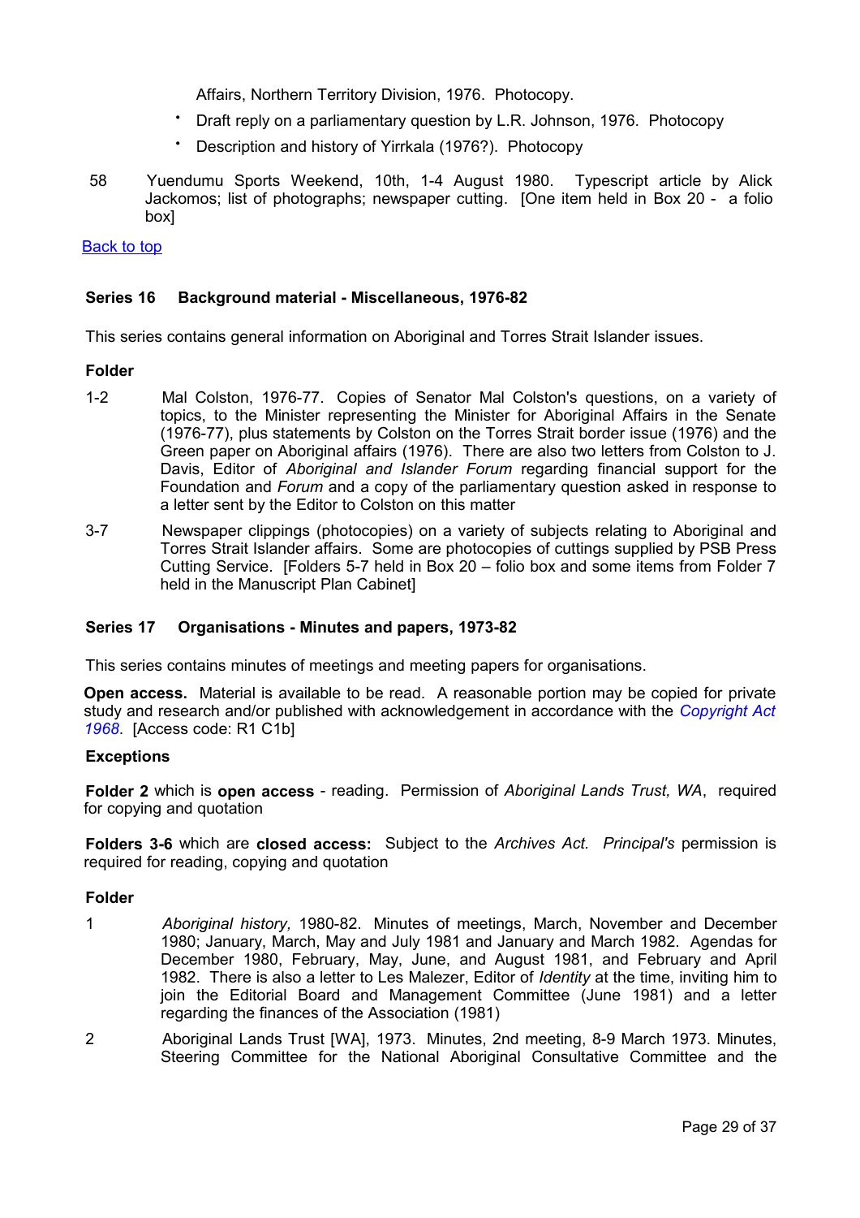Affairs, Northern Territory Division, 1976. Photocopy.

- Draft reply on a parliamentary question by L.R. Johnson, 1976. Photocopy
- Description and history of Yirrkala (1976?). Photocopy

58 Yuendumu Sports Weekend, 10th, 1-4 August 1980. Typescript article by Alick Jackomos; list of photographs; newspaper cutting. [One item held in Box 20 - a folio box]

Back to top

### Series 16 Background material - Miscellaneous, 1976-82

This series contains general information on Aboriginal and Torres Strait Islander issues.

**Folder**

1-2 Mal Colston, 1976-77. Copies of Senator Mal Colston's questions, on a variety of topics, to the Minister representing the Minister for Aboriginal Affairs in the Senate (1976-77), plus statements by Colston on the Torres Strait border issue (1976) and the Green paper on Aboriginal affairs (1976). There are also two letters from Colston to J. Davis, Editor of *Aboriginal and Islander Forum* regarding financial support for the Foundation and *Forum* and a copy of the parliamentary question asked in response to a letter sent by the Editor to Colston on this matter

3-7 Newspaper clippings (photocopies) on a variety of subjects relating to Aboriginal and Torres Strait Islander affairs. Some are photocopies of cuttings supplied by PSB Press Cutting Service. [Folders 5-7 held in Box 20 – folio box and some items from Folder 7 held in the Manuscript Plan Cabinet]

### Series 17 Organisations - Minutes and papers, 1973-82

This series contains minutes of meetings and meeting papers for organisations.

**Open access.** Material is available to be read. A reasonable portion may be copied for private study and research and/or published with acknowledgement in accordance with the *Copyright Act 1968*. [Access code: R1 C1b]

**Exceptions**

**Folder 2** which is **open access** - reading. Permission of *Aboriginal Lands Trust, WA*, required for copying and quotation

**Folders 3-6** which are **closed access:** Subject to the *Archives Act*. *Principal's* permission is required for reading, copying and quotation

**Folder**

1 *Aboriginal history,* 1980-82. Minutes of meetings, March, November and December 1980; January, March, May and July 1981 and January and March 1982. Agendas for December 1980, February, May, June, and August 1981, and February and April 1982. There is also a letter to Les Malezer, Editor of *Identity* at the time, inviting him to join the Editorial Board and Management Committee (June 1981) and a letter regarding the finances of the Association (1981)

2 Aboriginal Lands Trust [WA], 1973. Minutes, 2nd meeting, 8-9 March 1973. Minutes, Steering Committee for the National Aboriginal Consultative Committee and the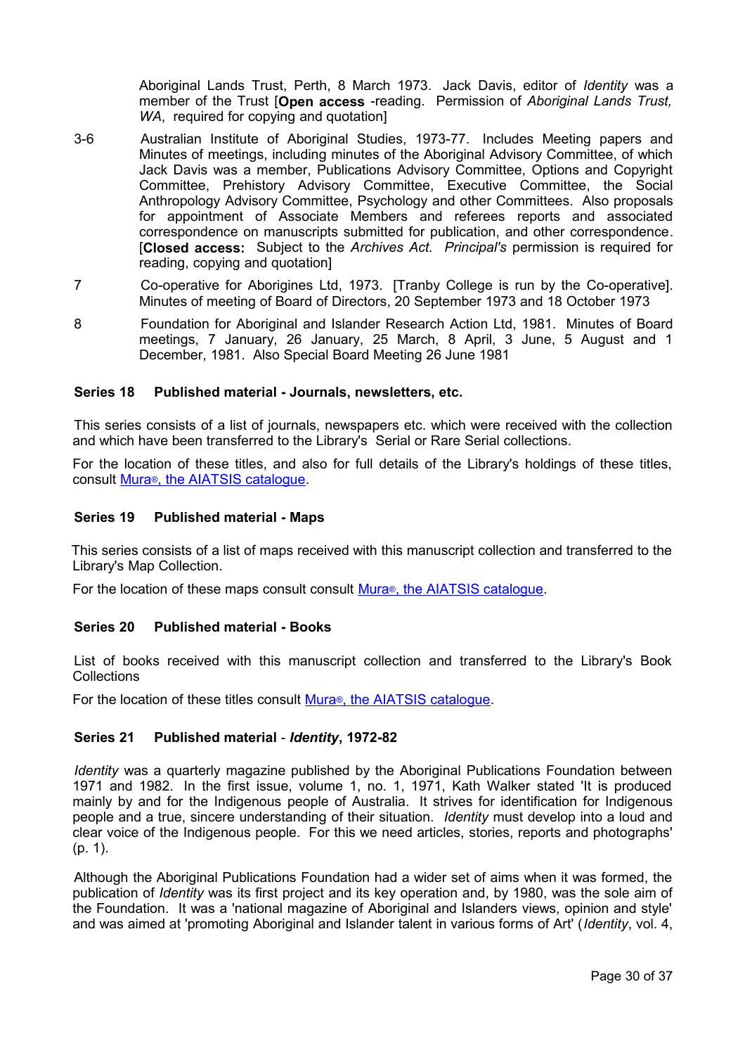Aboriginal Lands Trust, Perth, 8 March 1973. Jack Davis, editor of *Identity* was a member of the Trust [**Open access** -reading. Permission of *Aboriginal Lands Trust, WA*, required for copying and quotation]

3-6 Australian Institute of Aboriginal Studies, 1973-77. Includes Meeting papers and Minutes of meetings, including minutes of the Aboriginal Advisory Committee, of which Jack Davis was a member, Publications Advisory Committee, Options and Copyright Committee, Prehistory Advisory Committee, Executive Committee, the Social Anthropology Advisory Committee, Psychology and other Committees. Also proposals for appointment of Associate Members and referees reports and associated correspondence on manuscripts submitted for publication, and other correspondence. [**Closed access:** Subject to the *Archives Act. Principal's* permission is required for reading, copying and quotation]

7 Co-operative for Aborigines Ltd, 1973. [Tranby College is run by the Co-operative]. Minutes of meeting of Board of Directors, 20 September 1973 and 18 October 1973

8 Foundation for Aboriginal and Islander Research Action Ltd, 1981. Minutes of Board meetings, 7 January, 26 January, 25 March, 8 April, 3 June, 5 August and 1 December, 1981. Also Special Board Meeting 26 June 1981

### Series 18 Published material - Journals, newsletters, etc.

This series consists of a list of journals, newspapers etc. which were received with the collection and which have been transferred to the Library's Serial or Rare Serial collections.

For the location of these titles, and also for full details of the Library's holdings of these titles, consult Mura®, the AIATSIS catalogue.

### Series 19 Published material - Maps

This series consists of a list of maps received with this manuscript collection and transferred to the Library's Map Collection.

For the location of these maps consult consult Mura®, the AIATSIS catalogue.

### Series 20 Published material - Books

List of books received with this manuscript collection and transferred to the Library's Book Collections

For the location of these titles consult Mura®, the AIATSIS catalogue.

### Series 21 Published material - *Identity*, 1972-82

*Identity* was a quarterly magazine published by the Aboriginal Publications Foundation between 1971 and 1982. In the first issue, volume 1, no. 1, 1971, Kath Walker stated 'It is produced mainly by and for the Indigenous people of Australia. It strives for identification for Indigenous people and a true, sincere understanding of their situation. *Identity* must develop into a loud and clear voice of the Indigenous people. For this we need articles, stories, reports and photographs' (p. 1).

Although the Aboriginal Publications Foundation had a wider set of aims when it was formed, the publication of *Identity* was its first project and its key operation and, by 1980, was the sole aim of the Foundation. It was a 'national magazine of Aboriginal and Islanders views, opinion and style' and was aimed at 'promoting Aboriginal and Islander talent in various forms of Art' (*Identity*, vol. 4,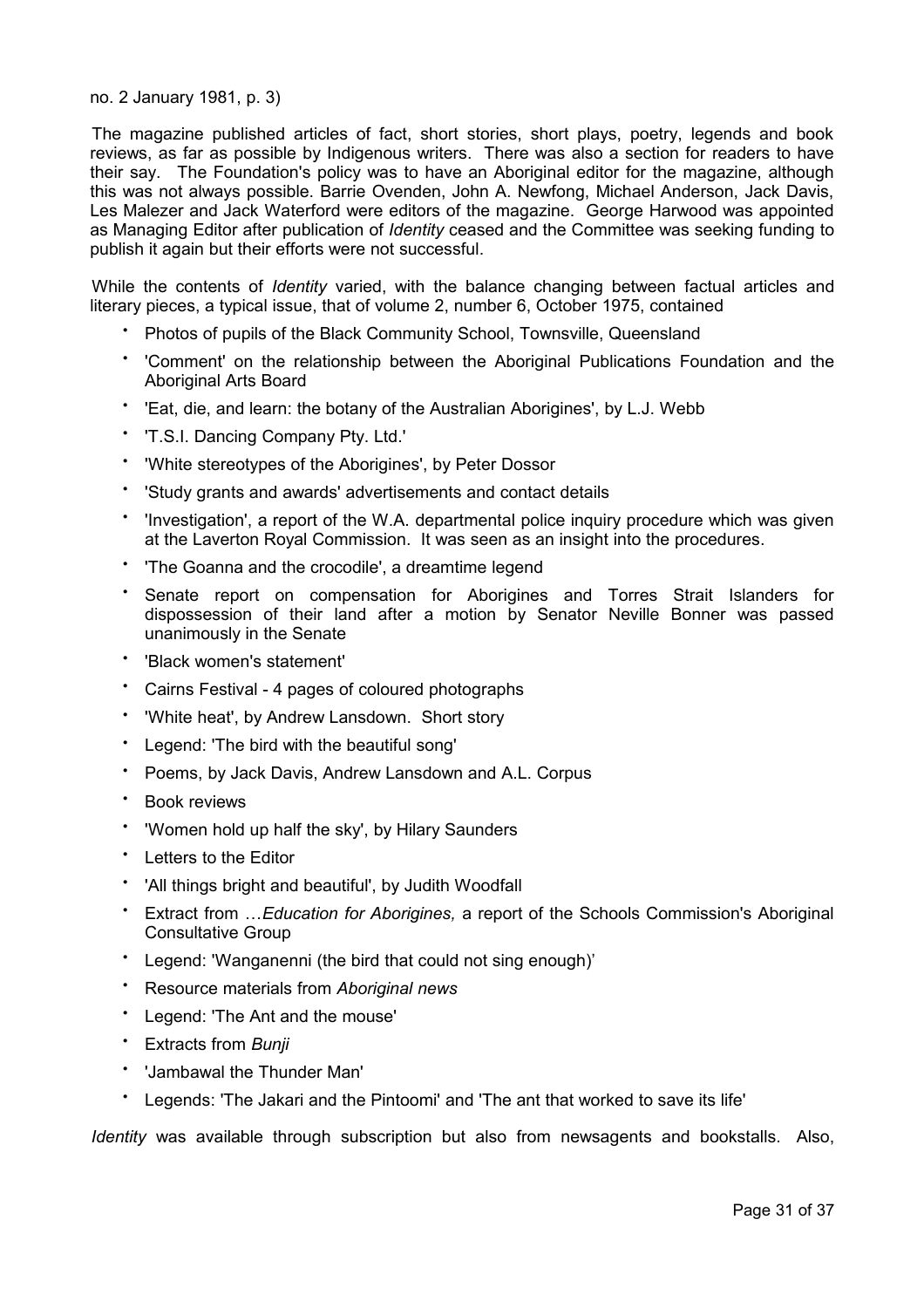no. 2 January 1981, p. 3)

The magazine published articles of fact, short stories, short plays, poetry, legends and book reviews, as far as possible by Indigenous writers. There was also a section for readers to have their say. The Foundation's policy was to have an Aboriginal editor for the magazine, although this was not always possible. Barrie Ovenden, John A. Newfong, Michael Anderson, Jack Davis, Les Malezer and Jack Waterford were editors of the magazine. George Harwood was appointed as Managing Editor after publication of *Identity* ceased and the Committee was seeking funding to publish it again but their efforts were not successful.

While the contents of *Identity* varied, with the balance changing between factual articles and literary pieces, a typical issue, that of volume 2, number 6, October 1975, contained

- Photos of pupils of the Black Community School, Townsville, Queensland
- 'Comment' on the relationship between the Aboriginal Publications Foundation and the Aboriginal Arts Board
- 'Eat, die, and learn: the botany of the Australian Aborigines', by L.J. Webb
- 'T.S.I. Dancing Company Pty. Ltd.'
- 'White stereotypes of the Aborigines', by Peter Dossor
- 'Study grants and awards' advertisements and contact details
- 'Investigation', a report of the W.A. departmental police inquiry procedure which was given at the Laverton Royal Commission. It was seen as an insight into the procedures.
- 'The Goanna and the crocodile', a dreamtime legend
- Senate report on compensation for Aborigines and Torres Strait Islanders for dispossession of their land after a motion by Senator Neville Bonner was passed unanimously in the Senate
- 'Black women's statement'
- Cairns Festival - 4 pages of coloured photographs
- 'White heat', by Andrew Lansdown. Short story
- Legend: 'The bird with the beautiful song'
- Poems, by Jack Davis, Andrew Lansdown and A.L. Corpus
- Book reviews
- 'Women hold up half the sky', by Hilary Saunders
- Letters to the Editor
- 'All things bright and beautiful', by Judith Woodfall
- Extract from …*Education for Aborigines,* a report of the Schools Commission's Aboriginal Consultative Group
- Legend: 'Wanganenni (the bird that could not sing enough)'
- Resource materials from *Aboriginal news*
- Legend: 'The Ant and the mouse'
- Extracts from *Bunji*
- 'Jambawal the Thunder Man'
- Legends: 'The Jakari and the Pintoomi' and 'The ant that worked to save its life'

*Identity* was available through subscription but also from newsagents and bookstalls. Also,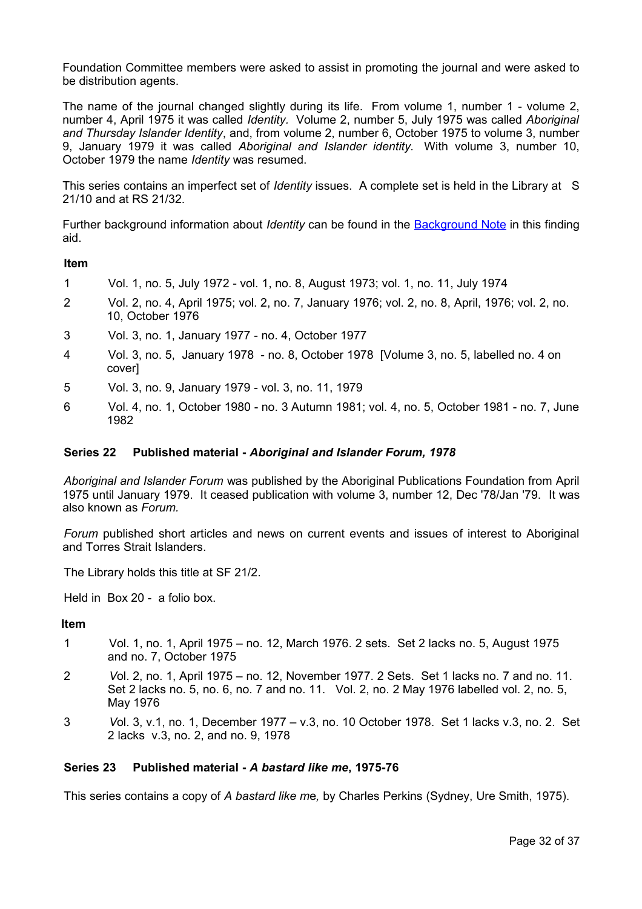Foundation Committee members were asked to assist in promoting the journal and were asked to be distribution agents.

The name of the journal changed slightly during its life. From volume 1, number 1 - volume 2, number 4, April 1975 it was called *Identity.* Volume 2, number 5, July 1975 was called *Aboriginal and Thursday Islander Identity*, and, from volume 2, number 6, October 1975 to volume 3, number 9, January 1979 it was called *Aboriginal and Islander identity.* With volume 3, number 10, October 1979 the name *Identity* was resumed.

This series contains an imperfect set of *Identity* issues. A complete set is held in the Library at S 21/10 and at RS 21/32.

Further background information about *Identity* can be found in the Background Note in this finding aid.

**Item**

| | |
|---|---|
| 1 | Vol. 1, no. 5, July 1972 - vol. 1, no. 8, August 1973; vol. 1, no. 11, July 1974 |
| 2 | Vol. 2, no. 4, April 1975; vol. 2, no. 7, January 1976; vol. 2, no. 8, April, 1976; vol. 2, no. 10, October 1976 |
| 3 | Vol. 3, no. 1, January 1977 - no. 4, October 1977 |
| 4 | Vol. 3, no. 5, January 1978 - no. 8, October 1978 [Volume 3, no. 5, labelled no. 4 on cover] |
| 5 | Vol. 3, no. 9, January 1979 - vol. 3, no. 11, 1979 |
| 6 | Vol. 4, no. 1, October 1980 - no. 3 Autumn 1981; vol. 4, no. 5, October 1981 - no. 7, June 1982 |

### Series 22 Published material - *Aboriginal and Islander Forum, 1978*

*Aboriginal and Islander Forum* was published by the Aboriginal Publications Foundation from April 1975 until January 1979. It ceased publication with volume 3, number 12, Dec '78/Jan '79. It was also known as *Forum.*

*Forum* published short articles and news on current events and issues of interest to Aboriginal and Torres Strait Islanders.

The Library holds this title at SF 21/2.

Held in Box 20 - a folio box.

**Item**

| | |
|---|---|
| 1 | Vol. 1, no. 1, April 1975 – no. 12, March 1976. 2 sets. Set 2 lacks no. 5, August 1975 and no. 7, October 1975 |
| 2 | Vol. 2, no. 1, April 1975 – no. 12, November 1977. 2 Sets. Set 1 lacks no. 7 and no. 11. Set 2 lacks no. 5, no. 6, no. 7 and no. 11. Vol. 2, no. 2 May 1976 labelled vol. 2, no. 5, May 1976 |
| 3 | Vol. 3, v.1, no. 1, December 1977 – v.3, no. 10 October 1978. Set 1 lacks v.3, no. 2. Set 2 lacks v.3, no. 2, and no. 9, 1978 |

### Series 23 Published material - *A bastard like me*, 1975-76

This series contains a copy of *A bastard like me,* by Charles Perkins (Sydney, Ure Smith, 1975).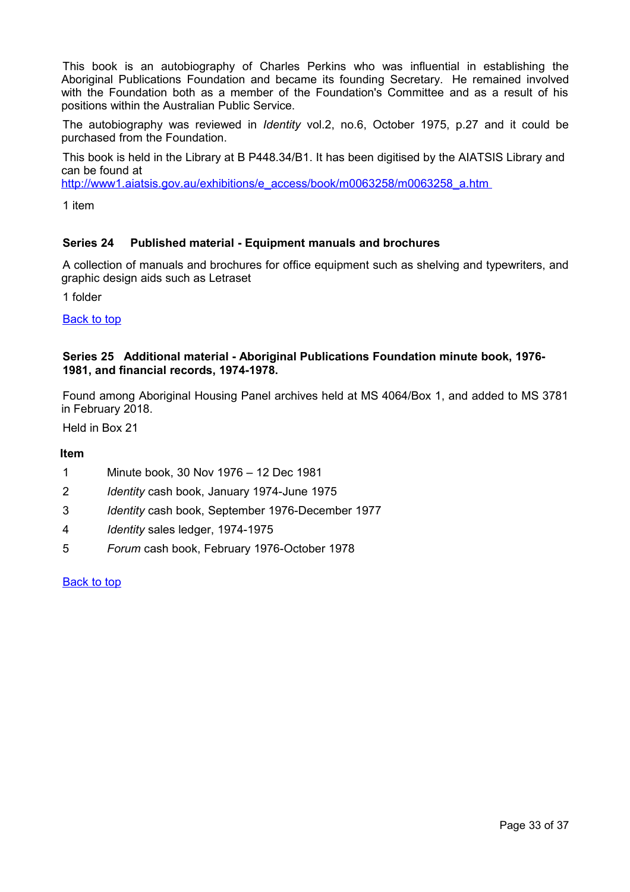This book is an autobiography of Charles Perkins who was influential in establishing the Aboriginal Publications Foundation and became its founding Secretary. He remained involved with the Foundation both as a member of the Foundation's Committee and as a result of his positions within the Australian Public Service.

The autobiography was reviewed in *Identity* vol.2, no.6, October 1975, p.27 and it could be purchased from the Foundation.

This book is held in the Library at B P448.34/B1. It has been digitised by the AIATSIS Library and can be found at
[http://www1.aiatsis.gov.au/exhibitions/e_access/book/m0063258/m0063258_a.htm](http://www1.aiatsis.gov.au/exhibitions/e_access/book/m0063258/m0063258_a.htm)

1 item

### Series 24 Published material - Equipment manuals and brochures

A collection of manuals and brochures for office equipment such as shelving and typewriters, and graphic design aids such as Letraset

1 folder

Back to top

### Series 25 Additional material - Aboriginal Publications Foundation minute book, 1976-1981, and financial records, 1974-1978.

Found among Aboriginal Housing Panel archives held at MS 4064/Box 1, and added to MS 3781 in February 2018.

Held in Box 21

| Item | |
|---|---|
| 1 | Minute book, 30 Nov 1976 – 12 Dec 1981 |
| 2 | *Identity* cash book, January 1974-June 1975 |
| 3 | *Identity* cash book, September 1976-December 1977 |
| 4 | *Identity* sales ledger, 1974-1975 |
| 5 | *Forum* cash book, February 1976-October 1978 |

Back to top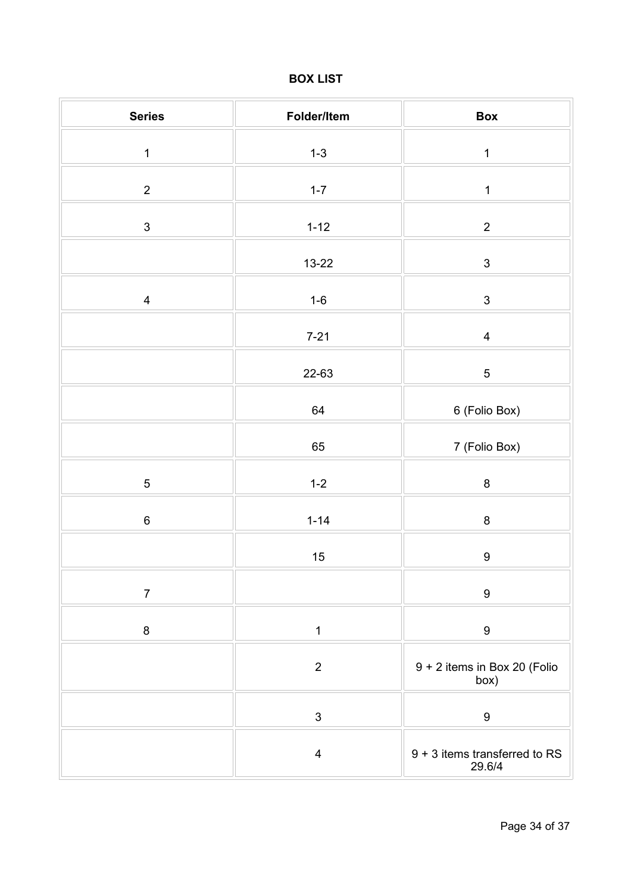**BOX LIST**

| Series | Folder/Item | Box |
| --- | --- | --- |
| 1 | 1-3 | 1 |
| 2 | 1-7 | 1 |
| 3 | 1-12 | 2 |
| | 13-22 | 3 |
| 4 | 1-6 | 3 |
| | 7-21 | 4 |
| | 22-63 | 5 |
| | 64 | 6 (Folio Box) |
| | 65 | 7 (Folio Box) |
| 5 | 1-2 | 8 |
| 6 | 1-14 | 8 |
| | 15 | 9 |
| 7 | | 9 |
| 8 | 1 | 9 |
| | 2 | 9 + 2 items in Box 20 (Folio box) |
| | 3 | 9 |
| | 4 | 9 + 3 items transferred to RS 29.6/4 |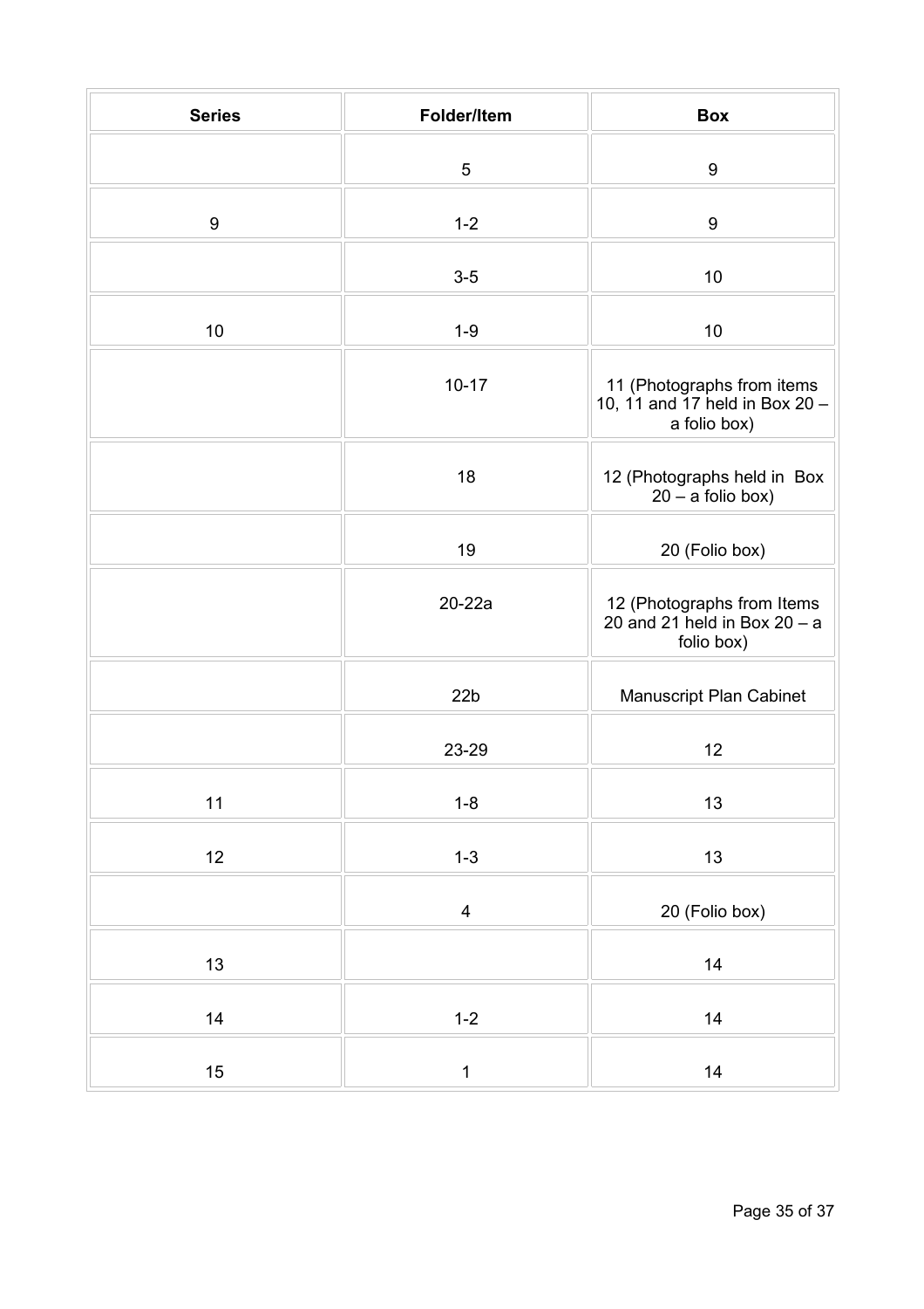| Series | Folder/Item | Box |
|---|---|---|
| | 5 | 9 |
| 9 | 1-2 | 9 |
| | 3-5 | 10 |
| 10 | 1-9 | 10 |
| | 10-17 | 11 (Photographs from items 10, 11 and 17 held in Box 20 – a folio box) |
| | 18 | 12 (Photographs held in Box 20 – a folio box) |
| | 19 | 20 (Folio box) |
| | 20-22a | 12 (Photographs from Items 20 and 21 held in Box 20 – a folio box) |
| | 22b | Manuscript Plan Cabinet |
| | 23-29 | 12 |
| 11 | 1-8 | 13 |
| 12 | 1-3 | 13 |
| | 4 | 20 (Folio box) |
| 13 | | 14 |
| 14 | 1-2 | 14 |
| 15 | 1 | 14 |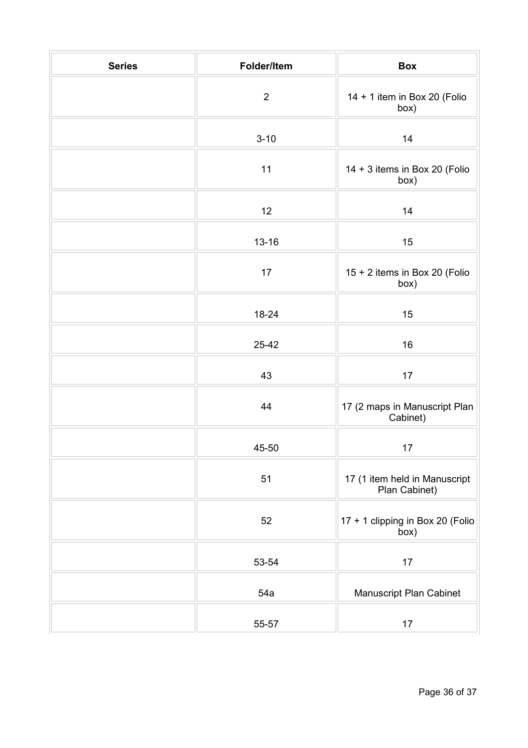| Series | Folder/Item | Box |
| --- | --- | --- |
| | 2 | 14 + 1 item in Box 20 (Folio box) |
| | 3-10 | 14 |
| | 11 | 14 + 3 items in Box 20 (Folio box) |
| | 12 | 14 |
| | 13-16 | 15 |
| | 17 | 15 + 2 items in Box 20 (Folio box) |
| | 18-24 | 15 |
| | 25-42 | 16 |
| | 43 | 17 |
| | 44 | 17 (2 maps in Manuscript Plan Cabinet) |
| | 45-50 | 17 |
| | 51 | 17 (1 item held in Manuscript Plan Cabinet) |
| | 52 | 17 + 1 clipping in Box 20 (Folio box) |
| | 53-54 | 17 |
| | 54a | Manuscript Plan Cabinet |
| | 55-57 | 17 |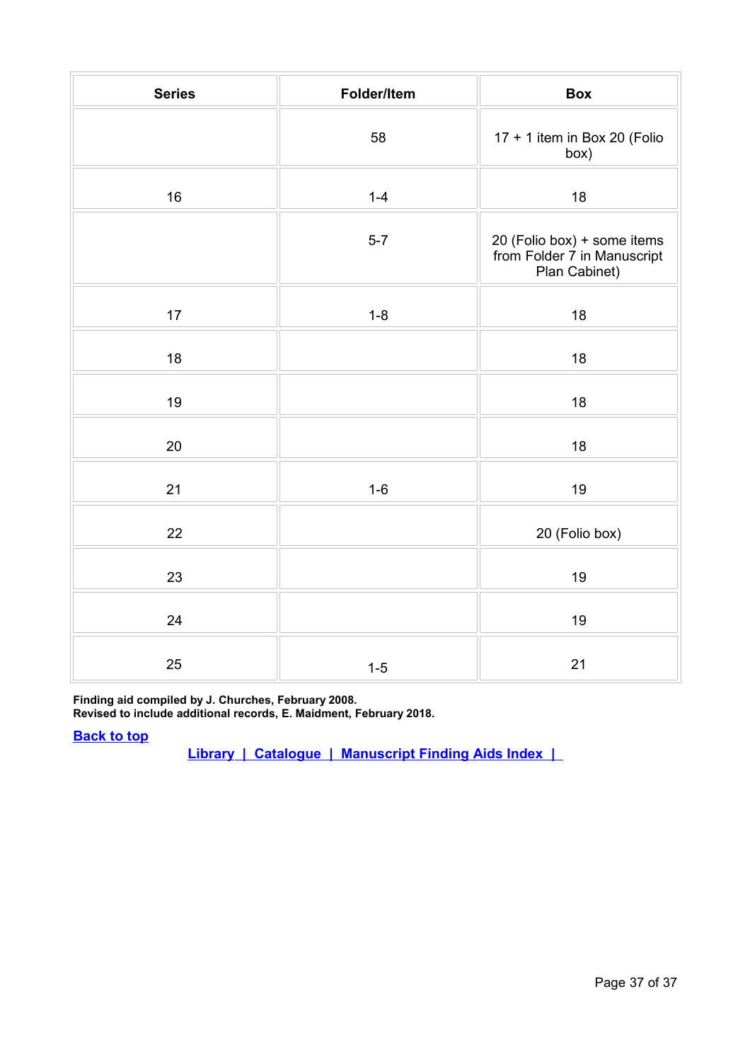| Series | Folder/Item | Box |
|---|---|---|
| | 58 | 17 + 1 item in Box 20 (Folio box) |
| 16 | 1-4 | 18 |
| | 5-7 | 20 (Folio box) + some items from Folder 7 in Manuscript Plan Cabinet) |
| 17 | 1-8 | 18 |
| 18 | | 18 |
| 19 | | 18 |
| 20 | | 18 |
| 21 | 1-6 | 19 |
| 22 | | 20 (Folio box) |
| 23 | | 19 |
| 24 | | 19 |
| 25 | 1-5 | 21 |

**Finding aid compiled by J. Churches, February 2008.**
**Revised to include additional records, E. Maidment, February 2018.**

Back to top

Library | Catalogue | Manuscript Finding Aids Index |